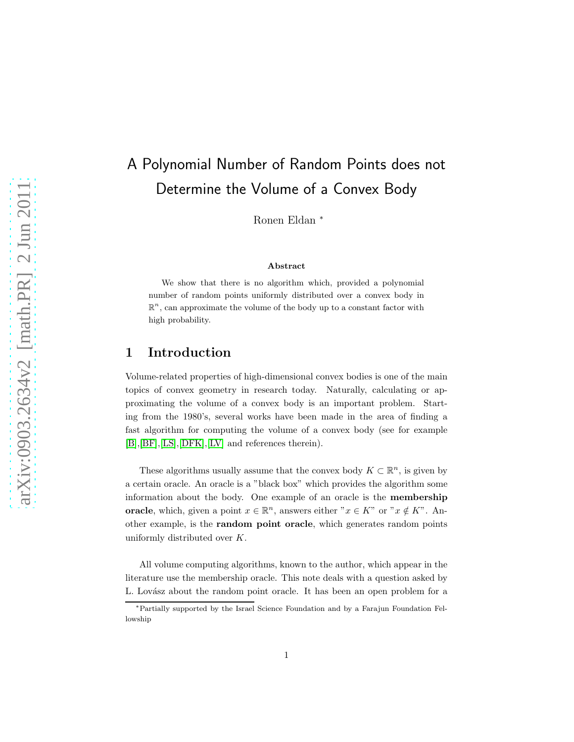# A Polynomial Number of Random Points does not Determine the Volume of a Convex Body

Ronen Eldan *

**Abstract**

We show that there is no algorithm which, provided a polynomial number of random points uniformly distributed over a convex body in $\mathbb{R}^n$, can approximate the volume of the body up to a constant factor with high probability.

## 1 Introduction

Volume-related properties of high-dimensional convex bodies is one of the main topics of convex geometry in research today. Naturally, calculating or approximating the volume of a convex body is an important problem. Starting from the 1980's, several works have been made in the area of finding a fast algorithm for computing the volume of a convex body (see for example [B],[BF],[LS],[DFK],[LV] and references therein).

These algorithms usually assume that the convex body $K \subset \mathbb{R}^n$, is given by a certain oracle. An oracle is a "black box" which provides the algorithm some information about the body. One example of an oracle is the **membership oracle**, which, given a point $x \in \mathbb{R}^n$, answers either "$x \in K$" or "$x \notin K$". Another example, is the **random point oracle**, which generates random points uniformly distributed over $K$.

All volume computing algorithms, known to the author, which appear in the literature use the membership oracle. This note deals with a question asked by L. Lovász about the random point oracle. It has been an open problem for a

*Partially supported by the Israel Science Foundation and by a Farajun Foundation Fellowship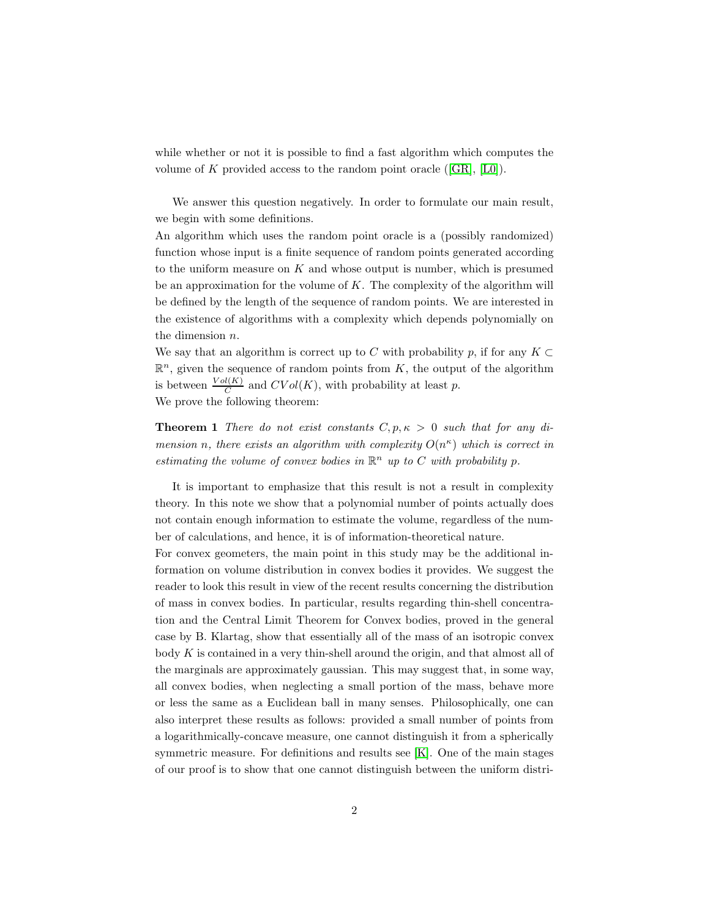while whether or not it is possible to find a fast algorithm which computes the volume of $K$ provided access to the random point oracle ([GR], [L0]).

We answer this question negatively. In order to formulate our main result, we begin with some definitions.

An algorithm which uses the random point oracle is a (possibly randomized) function whose input is a finite sequence of random points generated according to the uniform measure on $K$ and whose output is number, which is presumed be an approximation for the volume of $K$. The complexity of the algorithm will be defined by the length of the sequence of random points. We are interested in the existence of algorithms with a complexity which depends polynomially on the dimension $n$.

We say that an algorithm is correct up to $C$ with probability $p$, if for any $K \subset \mathbb{R}^n$, given the sequence of random points from $K$, the output of the algorithm is between $\frac{Vol(K)}{C}$ and $CVol(K)$, with probability at least $p$.

We prove the following theorem:

**Theorem 1** *There do not exist constants $C, p, \kappa > 0$ such that for any dimension $n$, there exists an algorithm with complexity $O(n^\kappa)$ which is correct in estimating the volume of convex bodies in $\mathbb{R}^n$ up to $C$ with probability $p$.*

It is important to emphasize that this result is not a result in complexity theory. In this note we show that a polynomial number of points actually does not contain enough information to estimate the volume, regardless of the number of calculations, and hence, it is of information-theoretical nature.

For convex geometers, the main point in this study may be the additional information on volume distribution in convex bodies it provides. We suggest the reader to look this result in view of the recent results concerning the distribution of mass in convex bodies. In particular, results regarding thin-shell concentration and the Central Limit Theorem for Convex bodies, proved in the general case by B. Klartag, show that essentially all of the mass of an isotropic convex body $K$ is contained in a very thin-shell around the origin, and that almost all of the marginals are approximately gaussian. This may suggest that, in some way, all convex bodies, when neglecting a small portion of the mass, behave more or less the same as a Euclidean ball in many senses. Philosophically, one can also interpret these results as follows: provided a small number of points from a logarithmically-concave measure, one cannot distinguish it from a spherically symmetric measure. For definitions and results see [K]. One of the main stages of our proof is to show that one cannot distinguish between the uniform distri-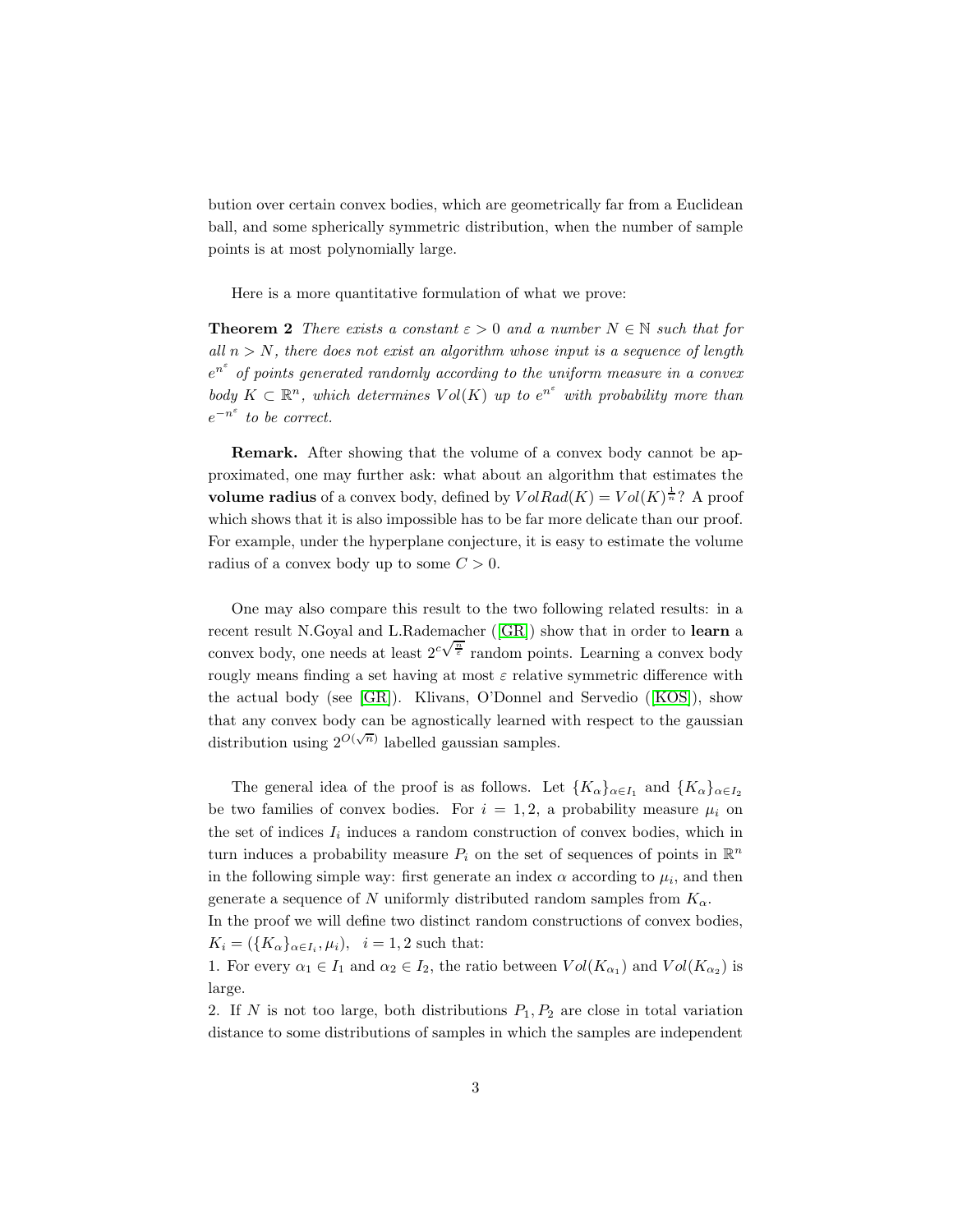bution over certain convex bodies, which are geometrically far from a Euclidean ball, and some spherically symmetric distribution, when the number of sample points is at most polynomially large.

Here is a more quantitative formulation of what we prove:

**Theorem 2** *There exists a constant $\varepsilon > 0$ and a number $N \in \mathbb{N}$ such that for all $n > N$, there does not exist an algorithm whose input is a sequence of length $e^{n^\varepsilon}$ of points generated randomly according to the uniform measure in a convex body $K \subset \mathbb{R}^n$, which determines $Vol(K)$ up to $e^{n^\varepsilon}$ with probability more than $e^{-n^\varepsilon}$ to be correct.*

**Remark.** After showing that the volume of a convex body cannot be approximated, one may further ask: what about an algorithm that estimates the **volume radius** of a convex body, defined by $VolRad(K) = Vol(K)^{\frac{1}{n}}$? A proof which shows that it is also impossible has to be far more delicate than our proof. For example, under the hyperplane conjecture, it is easy to estimate the volume radius of a convex body up to some $C > 0$.

One may also compare this result to the two following related results: in a recent result N.Goyal and L.Rademacher ([GR]) show that in order to **learn** a convex body, one needs at least $2^{c\sqrt{\frac{n}{\varepsilon}}}$ random points. Learning a convex body roughly means finding a set having at most $\varepsilon$ relative symmetric difference with the actual body (see [GR]). Klivans, O'Donnel and Servedio ([KOS]), show that any convex body can be agnostically learned with respect to the gaussian distribution using $2^{O(\sqrt{n})}$ labelled gaussian samples.

The general idea of the proof is as follows. Let $\{K_\alpha\}_{\alpha \in I_1}$ and $\{K_\alpha\}_{\alpha \in I_2}$ be two families of convex bodies. For $i = 1, 2$, a probability measure $\mu_i$ on the set of indices $I_i$ induces a random construction of convex bodies, which in turn induces a probability measure $P_i$ on the set of sequences of points in $\mathbb{R}^n$ in the following simple way: first generate an index $\alpha$ according to $\mu_i$, and then generate a sequence of $N$ uniformly distributed random samples from $K_\alpha$.
In the proof we will define two distinct random constructions of convex bodies, $K_i = (\{K_\alpha\}_{\alpha \in I_i}, \mu_i), \quad i = 1, 2$ such that:
1. For every $\alpha_1 \in I_1$ and $\alpha_2 \in I_2$, the ratio between $Vol(K_{\alpha_1})$ and $Vol(K_{\alpha_2})$ is large.
2. If $N$ is not too large, both distributions $P_1, P_2$ are close in total variation distance to some distributions of samples in which the samples are independent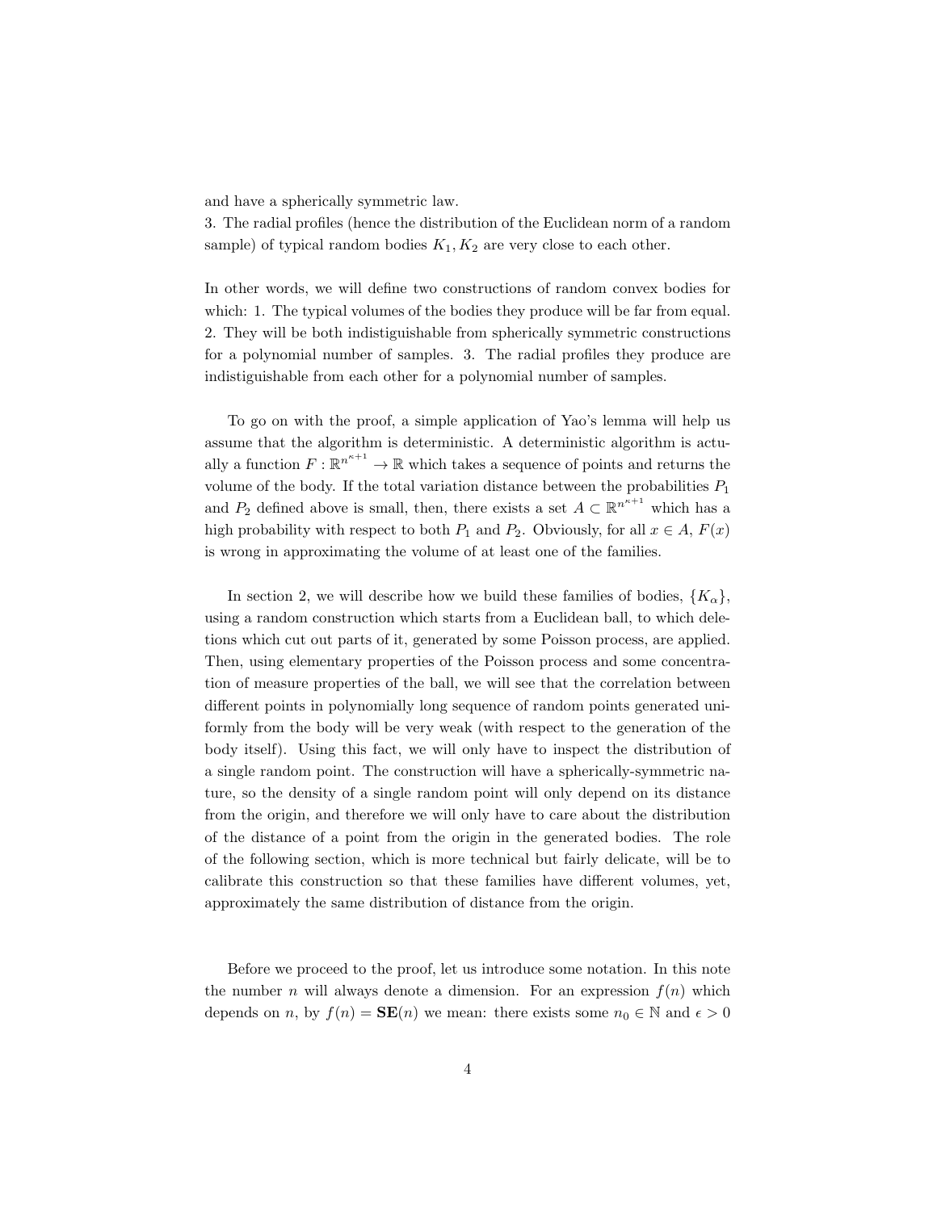and have a spherically symmetric law.
3. The radial profiles (hence the distribution of the Euclidean norm of a random sample) of typical random bodies $K_1, K_2$ are very close to each other.

In other words, we will define two constructions of random convex bodies for which: 1. The typical volumes of the bodies they produce will be far from equal. 2. They will be both indistiguishable from spherically symmetric constructions for a polynomial number of samples. 3. The radial profiles they produce are indistiguishable from each other for a polynomial number of samples.

To go on with the proof, a simple application of Yao's lemma will help us assume that the algorithm is deterministic. A deterministic algorithm is actually a function $F : \mathbb{R}^{n^{\kappa+1}} \to \mathbb{R}$ which takes a sequence of points and returns the volume of the body. If the total variation distance between the probabilities $P_1$ and $P_2$ defined above is small, then, there exists a set $A \subset \mathbb{R}^{n^{\kappa+1}}$ which has a high probability with respect to both $P_1$ and $P_2$. Obviously, for all $x \in A$, $F(x)$ is wrong in approximating the volume of at least one of the families.

In section 2, we will describe how we build these families of bodies, $\{K_\alpha\}$, using a random construction which starts from a Euclidean ball, to which deletions which cut out parts of it, generated by some Poisson process, are applied. Then, using elementary properties of the Poisson process and some concentration of measure properties of the ball, we will see that the correlation between different points in polynomially long sequence of random points generated uniformly from the body will be very weak (with respect to the generation of the body itself). Using this fact, we will only have to inspect the distribution of a single random point. The construction will have a spherically-symmetric nature, so the density of a single random point will only depend on its distance from the origin, and therefore we will only have to care about the distribution of the distance of a point from the origin in the generated bodies. The role of the following section, which is more technical but fairly delicate, will be to calibrate this construction so that these families have different volumes, yet, approximately the same distribution of distance from the origin.

Before we proceed to the proof, let us introduce some notation. In this note the number $n$ will always denote a dimension. For an expression $f(n)$ which depends on $n$, by $f(n) = \mathbf{SE}(n)$ we mean: there exists some $n_0 \in \mathbb{N}$ and $\epsilon > 0$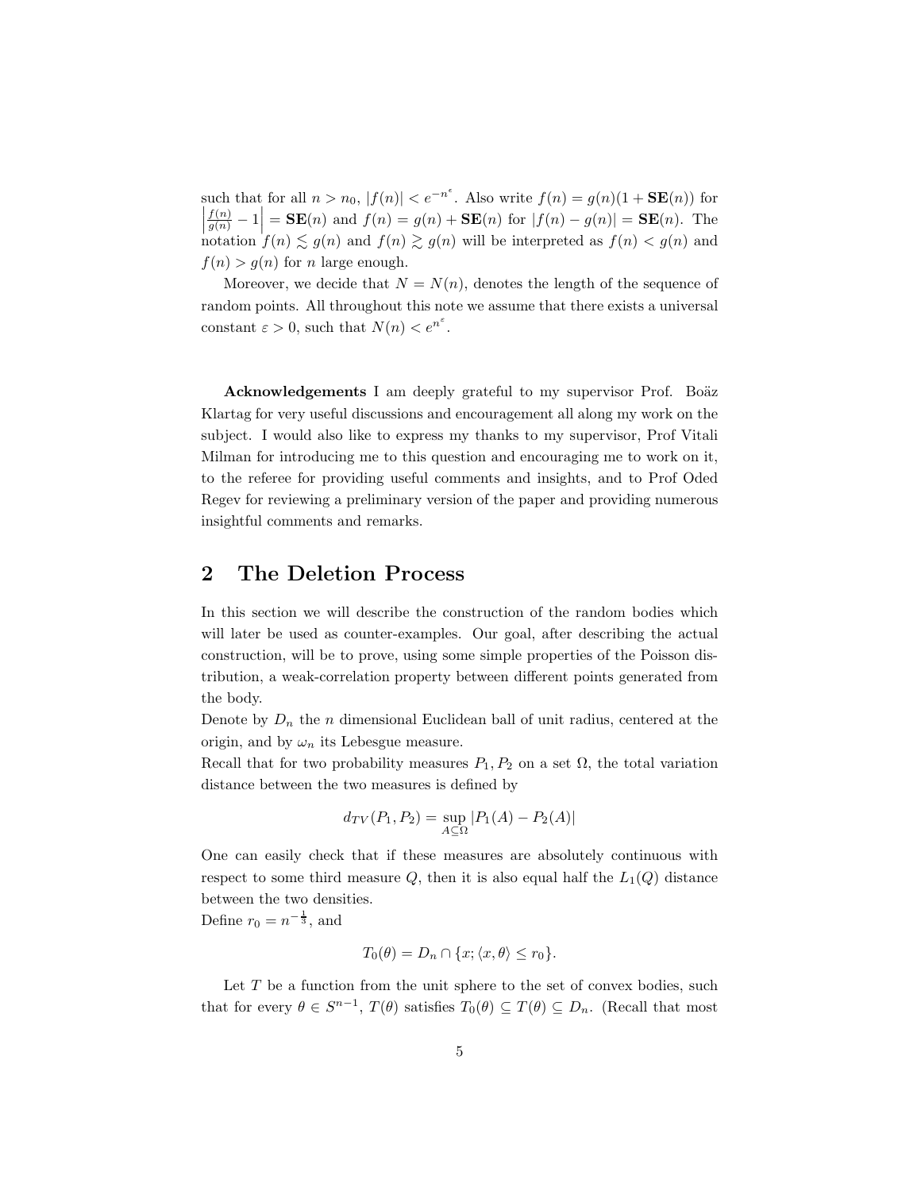such that for all $n > n_0$, $|f(n)| < e^{-n^{\varepsilon}}$. Also write $f(n) = g(n)(1 + \mathbf{SE}(n))$ for $\left|\frac{f(n)}{g(n)} - 1\right| = \mathbf{SE}(n)$ and $f(n) = g(n) + \mathbf{SE}(n)$ for $|f(n) - g(n)| = \mathbf{SE}(n)$. The notation $f(n) \lesssim g(n)$ and $f(n) \gtrsim g(n)$ will be interpreted as $f(n) < g(n)$ and $f(n) > g(n)$ for $n$ large enough.

Moreover, we decide that $N = N(n)$, denotes the length of the sequence of random points. All throughout this note we assume that there exists a universal constant $\varepsilon > 0$, such that $N(n) < e^{n^{\varepsilon}}$.

**Acknowledgements** I am deeply grateful to my supervisor Prof. Boäz Klartag for very useful discussions and encouragement all along my work on the subject. I would also like to express my thanks to my supervisor, Prof Vitali Milman for introducing me to this question and encouraging me to work on it, to the referee for providing useful comments and insights, and to Prof Oded Regev for reviewing a preliminary version of the paper and providing numerous insightful comments and remarks.

## 2 The Deletion Process

In this section we will describe the construction of the random bodies which will later be used as counter-examples. Our goal, after describing the actual construction, will be to prove, using some simple properties of the Poisson distribution, a weak-correlation property between different points generated from the body.

Denote by $D_n$ the $n$ dimensional Euclidean ball of unit radius, centered at the origin, and by $\omega_n$ its Lebesgue measure.

Recall that for two probability measures $P_1, P_2$ on a set $\Omega$, the total variation distance between the two measures is defined by

$$d_{TV}(P_1, P_2) = \sup_{A \subseteq \Omega} |P_1(A) - P_2(A)|$$

One can easily check that if these measures are absolutely continuous with respect to some third measure $Q$, then it is also equal half the $L_1(Q)$ distance between the two densities.

Define $r_0 = n^{-\frac{1}{3}}$, and

$$T_0(\theta) = D_n \cap \{x; \langle x, \theta \rangle \leq r_0\}.$$

Let $T$ be a function from the unit sphere to the set of convex bodies, such that for every $\theta \in S^{n-1}$, $T(\theta)$ satisfies $T_0(\theta) \subseteq T(\theta) \subseteq D_n$. (Recall that most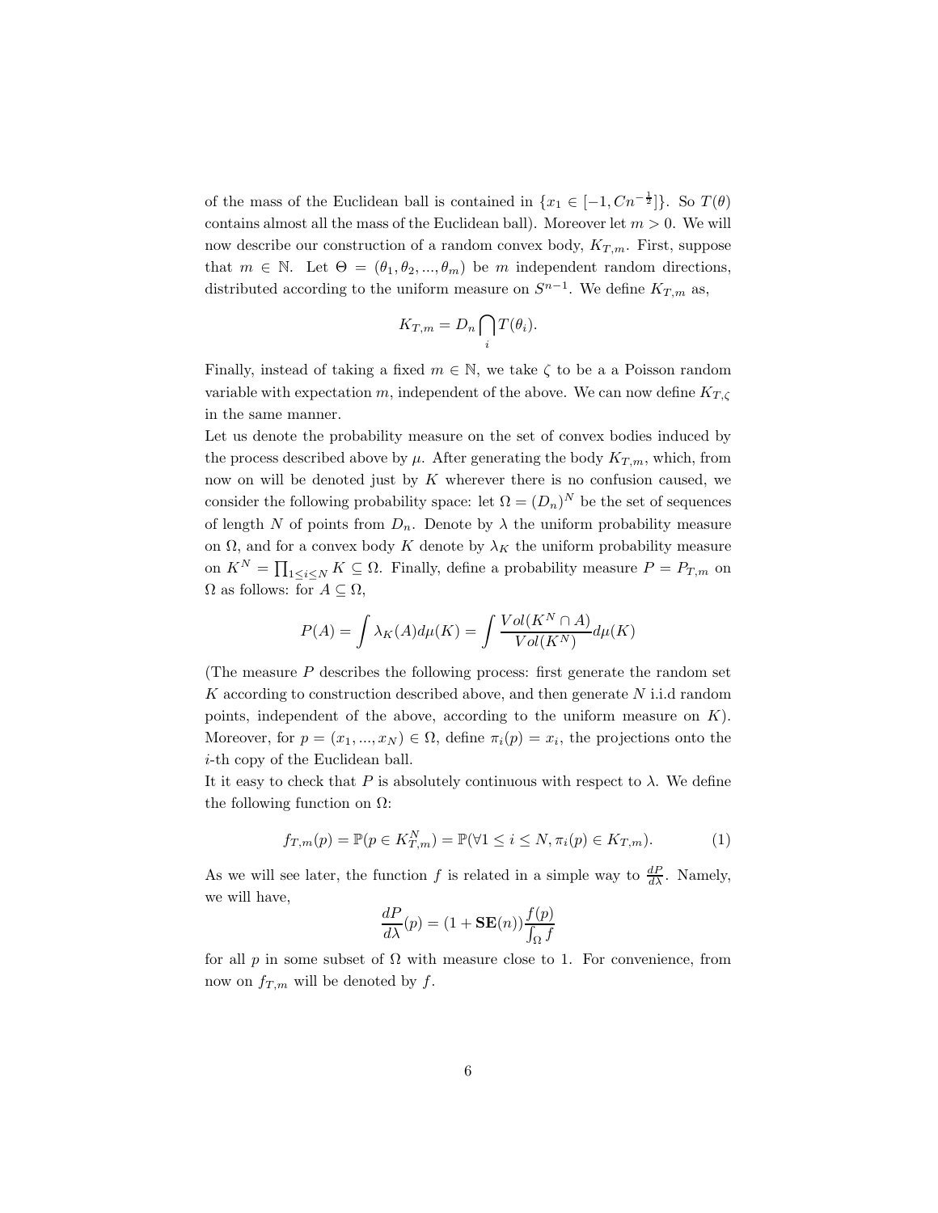of the mass of the Euclidean ball is contained in $\{x_1 \in [-1, Cn^{-\frac{1}{2}}]\}$. So $T(\theta)$ contains almost all the mass of the Euclidean ball). Moreover let $m > 0$. We will now describe our construction of a random convex body, $K_{T,m}$. First, suppose that $m \in \mathbb{N}$. Let $\Theta = (\theta_1, \theta_2, ..., \theta_m)$ be $m$ independent random directions, distributed according to the uniform measure on $S^{n-1}$. We define $K_{T,m}$ as,

$$K_{T,m} = D_n \bigcap_i T(\theta_i).$$

Finally, instead of taking a fixed $m \in \mathbb{N}$, we take $\zeta$ to be a a Poisson random variable with expectation $m$, independent of the above. We can now define $K_{T,\zeta}$ in the same manner.

Let us denote the probability measure on the set of convex bodies induced by the process described above by $\mu$. After generating the body $K_{T,m}$, which, from now on will be denoted just by $K$ wherever there is no confusion caused, we consider the following probability space: let $\Omega = (D_n)^N$ be the set of sequences of length $N$ of points from $D_n$. Denote by $\lambda$ the uniform probability measure on $\Omega$, and for a convex body $K$ denote by $\lambda_K$ the uniform probability measure on $K^N = \prod_{1 \leq i \leq N} K \subseteq \Omega$. Finally, define a probability measure $P = P_{T,m}$ on $\Omega$ as follows: for $A \subseteq \Omega$,

$$P(A) = \int \lambda_K(A) d\mu(K) = \int \frac{Vol(K^N \cap A)}{Vol(K^N)} d\mu(K)$$

(The measure $P$ describes the following process: first generate the random set $K$ according to construction described above, and then generate $N$ i.i.d random points, independent of the above, according to the uniform measure on $K$). Moreover, for $p = (x_1, ..., x_N) \in \Omega$, define $\pi_i(p) = x_i$, the projections onto the $i$-th copy of the Euclidean ball.

It it easy to check that $P$ is absolutely continuous with respect to $\lambda$. We define the following function on $\Omega$:

$$f_{T,m}(p) = \mathbb{P}(p \in K_{T,m}^N) = \mathbb{P}(\forall 1 \leq i \leq N, \pi_i(p) \in K_{T,m}). \tag{1}$$

As we will see later, the function $f$ is related in a simple way to $\frac{dP}{d\lambda}$. Namely, we will have,

$$\frac{dP}{d\lambda}(p) = (1 + \mathbf{SE}(n)) \frac{f(p)}{\int_\Omega f}$$

for all $p$ in some subset of $\Omega$ with measure close to 1. For convenience, from now on $f_{T,m}$ will be denoted by $f$.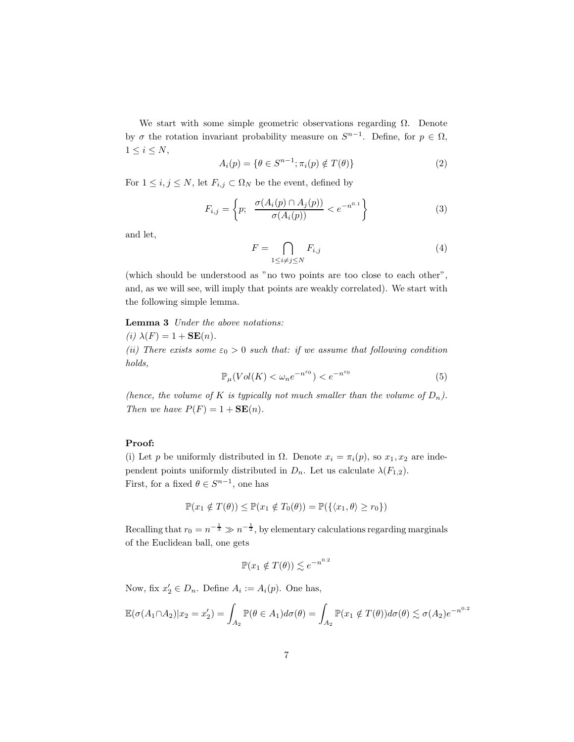We start with some simple geometric observations regarding $\Omega$. Denote by $\sigma$ the rotation invariant probability measure on $S^{n-1}$. Define, for $p \in \Omega$, $1 \leq i \leq N$,

$$A_i(p) = \{\theta \in S^{n-1}; \pi_i(p) \notin T(\theta)\} \tag{2}$$

For $1 \leq i, j \leq N$, let $F_{i,j} \subset \Omega_N$ be the event, defined by

$$F_{i,j} = \left\{p; \ \ \frac{\sigma(A_i(p) \cap A_j(p))}{\sigma(A_i(p))} < e^{-n^{0.1}}\right\} \tag{3}$$

and let,

$$F = \bigcap_{1 \leq i \neq j \leq N} F_{i,j} \tag{4}$$

(which should be understood as "no two points are too close to each other", and, as we will see, will imply that points are weakly correlated). We start with the following simple lemma.

**Lemma 3** *Under the above notations:*
*(i)* $\lambda(F) = 1 + \mathbf{SE}(n)$.
*(ii) There exists some* $\varepsilon_0 > 0$ *such that: if we assume that following condition holds,*

$$\mathbb{P}_\mu(Vol(K) < \omega_n e^{-n^{\varepsilon_0}}) < e^{-n^{\varepsilon_0}} \tag{5}$$

*(hence, the volume of* $K$ *is typically not much smaller than the volume of* $D_n$*). Then we have* $P(F) = 1 + \mathbf{SE}(n)$.

**Proof:**
(i) Let $p$ be uniformly distributed in $\Omega$. Denote $x_i = \pi_i(p)$, so $x_1, x_2$ are independent points uniformly distributed in $D_n$. Let us calculate $\lambda(F_{1,2})$.
First, for a fixed $\theta \in S^{n-1}$, one has

$$\mathbb{P}(x_1 \notin T(\theta)) \leq \mathbb{P}(x_1 \notin T_0(\theta)) = \mathbb{P}(\{\langle x_1, \theta \rangle \geq r_0\})$$

Recalling that $r_0 = n^{-\frac{1}{3}} \gg n^{-\frac{1}{2}}$, by elementary calculations regarding marginals of the Euclidean ball, one gets

$$\mathbb{P}(x_1 \notin T(\theta)) \lesssim e^{-n^{0.2}}$$

Now, fix $x_2' \in D_n$. Define $A_i := A_i(p)$. One has,

$$\mathbb{E}(\sigma(A_1 \cap A_2) | x_2 = x_2') = \int_{A_2} \mathbb{P}(\theta \in A_1) d\sigma(\theta) = \int_{A_2} \mathbb{P}(x_1 \notin T(\theta)) d\sigma(\theta) \lesssim \sigma(A_2) e^{-n^{0.2}}$$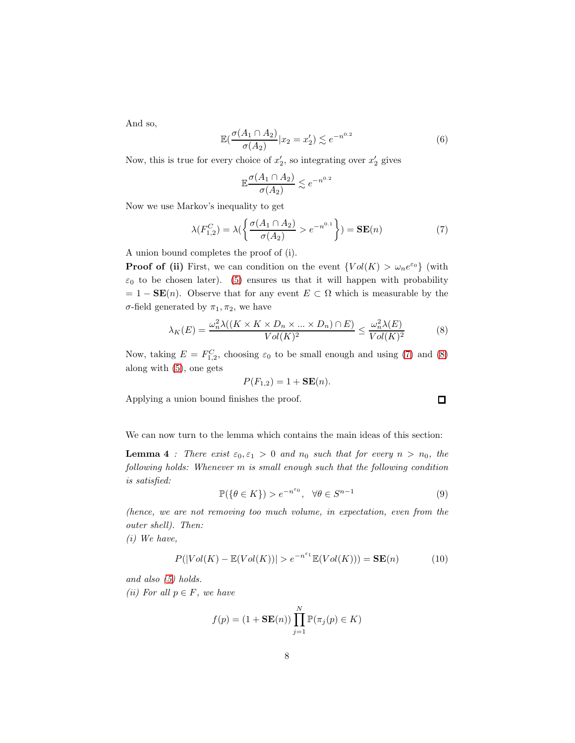And so,

$$\mathbb{E}\left(\frac{\sigma(A_1 \cap A_2)}{\sigma(A_2)} | x_2 = x_2'\right) \lesssim e^{-n^{0.2}} \tag{6}$$

Now, this is true for every choice of $x_2'$, so integrating over $x_2'$ gives

$$\mathbb{E}\frac{\sigma(A_1 \cap A_2)}{\sigma(A_2)} \lesssim e^{-n^{0.2}}$$

Now we use Markov's inequality to get

$$\lambda(F_{1,2}^C) = \lambda\left(\left\{\frac{\sigma(A_1 \cap A_2)}{\sigma(A_2)} > e^{-n^{0.1}}\right\}\right) = \mathbf{SE}(n) \tag{7}$$

A union bound completes the proof of (i).

**Proof of (ii)** First, we can condition on the event $\{Vol(K) > \omega_n e^{\varepsilon_0}\}$ (with $\varepsilon_0$ to be chosen later). (5) ensures us that it will happen with probability $= 1 - \mathbf{SE}(n)$. Observe that for any event $E \subset \Omega$ which is measurable by the $\sigma$-field generated by $\pi_1, \pi_2$, we have

$$\lambda_K(E) = \frac{\omega_n^2 \lambda((K \times K \times D_n \times ... \times D_n) \cap E)}{Vol(K)^2} \leq \frac{\omega_n^2 \lambda(E)}{Vol(K)^2} \tag{8}$$

Now, taking $E = F_{1,2}^C$, choosing $\varepsilon_0$ to be small enough and using (7) and (8) along with (5), one gets

$$P(F_{1,2}) = 1 + \mathbf{SE}(n).$$

Applying a union bound finishes the proof. □

We can now turn to the lemma which contains the main ideas of this section:

**Lemma 4** *: There exist $\varepsilon_0, \varepsilon_1 > 0$ and $n_0$ such that for every $n > n_0$, the following holds: Whenever $m$ is small enough such that the following condition is satisfied:*

$$\mathbb{P}(\{\theta \in K\}) > e^{-n^{\varepsilon_0}}, \quad \forall \theta \in S^{n-1} \tag{9}$$

*(hence, we are not removing too much volume, in expectation, even from the outer shell). Then:*
*(i) We have,*

$$P(|Vol(K) - \mathbb{E}(Vol(K))| > e^{-n^{\varepsilon_1}} \mathbb{E}(Vol(K))) = \mathbf{SE}(n) \tag{10}$$

*and also (5) holds.*
*(ii) For all $p \in F$, we have*

$$f(p) = (1 + \mathbf{SE}(n)) \prod_{j=1}^{N} \mathbb{P}(\pi_j(p) \in K)$$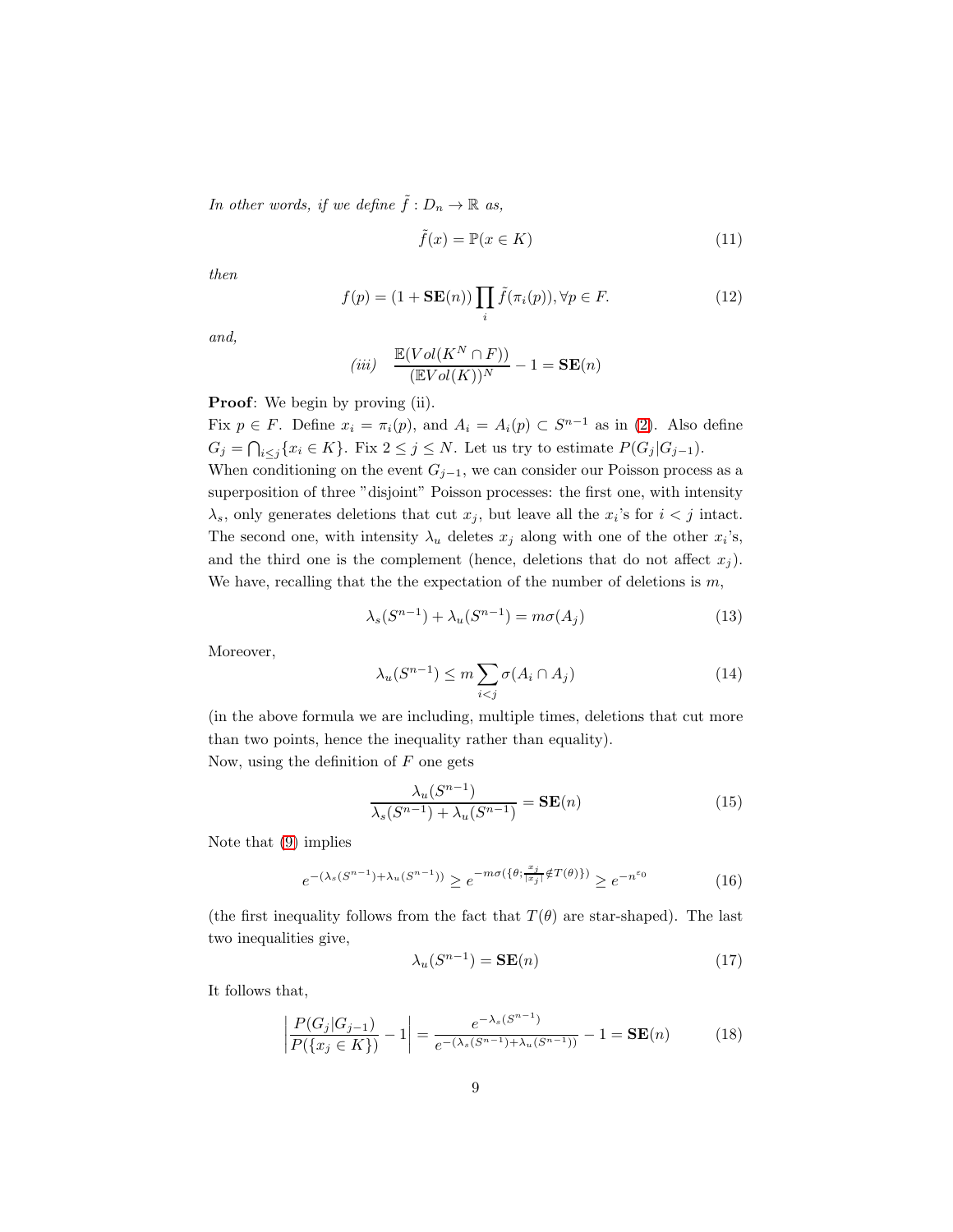*In other words, if we define $\tilde{f} : D_n \to \mathbb{R}$ as,*

$$\tilde{f}(x) = \mathbb{P}(x \in K) \tag{11}$$

*then*

$$f(p) = (1 + \mathbf{SE}(n)) \prod_i \tilde{f}(\pi_i(p)), \forall p \in F. \tag{12}$$

*and,*

$$(iii) \quad \frac{\mathbb{E}(Vol(K^N \cap F))}{(\mathbb{E}Vol(K))^N} - 1 = \mathbf{SE}(n)$$

**Proof**: We begin by proving (ii).
Fix $p \in F$. Define $x_i = \pi_i(p)$, and $A_i = A_i(p) \subset S^{n-1}$ as in (2). Also define $G_j = \bigcap_{i \le j} \{x_i \in K\}$. Fix $2 \le j \le N$. Let us try to estimate $P(G_j | G_{j-1})$.
When conditioning on the event $G_{j-1}$, we can consider our Poisson process as a superposition of three "disjoint" Poisson processes: the first one, with intensity $\lambda_s$, only generates deletions that cut $x_j$, but leave all the $x_i$'s for $i < j$ intact. The second one, with intensity $\lambda_u$ deletes $x_j$ along with one of the other $x_i$'s, and the third one is the complement (hence, deletions that do not affect $x_j$). We have, recalling that the the expectation of the number of deletions is $m$,

$$\lambda_s(S^{n-1}) + \lambda_u(S^{n-1}) = m\sigma(A_j) \tag{13}$$

Moreover,

$$\lambda_u(S^{n-1}) \le m \sum_{i<j} \sigma(A_i \cap A_j) \tag{14}$$

(in the above formula we are including, multiple times, deletions that cut more than two points, hence the inequality rather than equality).
Now, using the definition of $F$ one gets

$$\frac{\lambda_u(S^{n-1})}{\lambda_s(S^{n-1}) + \lambda_u(S^{n-1})} = \mathbf{SE}(n) \tag{15}$$

Note that (9) implies

$$e^{-(\lambda_s(S^{n-1}) + \lambda_u(S^{n-1}))} \ge e^{-m\sigma(\{\theta; \frac{x_j}{|x_j|} \notin T(\theta)\})} \ge e^{-n^{\varepsilon_0}} \tag{16}$$

(the first inequality follows from the fact that $T(\theta)$ are star-shaped). The last two inequalities give,

$$\lambda_u(S^{n-1}) = \mathbf{SE}(n) \tag{17}$$

It follows that,

$$\left| \frac{P(G_j | G_{j-1})}{P(\{x_j \in K\})} - 1 \right| = \frac{e^{-\lambda_s(S^{n-1})}}{e^{-(\lambda_s(S^{n-1}) + \lambda_u(S^{n-1}))}} - 1 = \mathbf{SE}(n) \tag{18}$$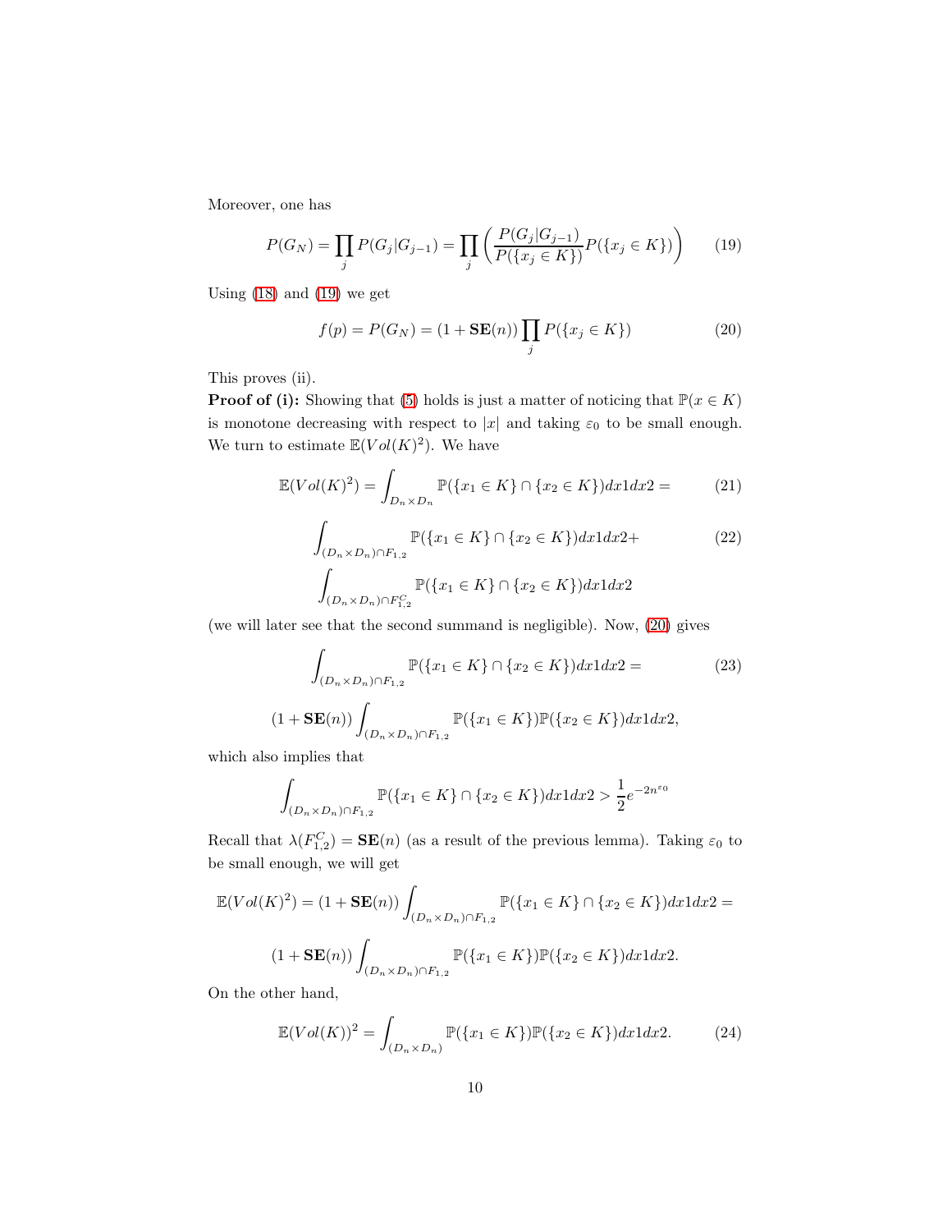Moreover, one has

$$P(G_N) = \prod_j P(G_j|G_{j-1}) = \prod_j \left( \frac{P(G_j|G_{j-1})}{P(\{x_j \in K\})} P(\{x_j \in K\}) \right) \tag{19}$$

Using (18) and (19) we get

$$f(p) = P(G_N) = (1 + \mathbf{SE}(n)) \prod_j P(\{x_j \in K\}) \tag{20}$$

This proves (ii).

**Proof of (i):** Showing that (5) holds is just a matter of noticing that $\mathbb{P}(x \in K)$ is monotone decreasing with respect to $|x|$ and taking $\varepsilon_0$ to be small enough. We turn to estimate $\mathbb{E}(Vol(K)^2)$. We have

$$\mathbb{E}(Vol(K)^2) = \int_{D_n \times D_n} \mathbb{P}(\{x_1 \in K\} \cap \{x_2 \in K\}) dx1dx2 = \tag{21}$$

$$\int_{(D_n \times D_n) \cap F_{1,2}} \mathbb{P}(\{x_1 \in K\} \cap \{x_2 \in K\}) dx1dx2 + \tag{22}$$
$$\int_{(D_n \times D_n) \cap F_{1,2}^C} \mathbb{P}(\{x_1 \in K\} \cap \{x_2 \in K\}) dx1dx2$$

(we will later see that the second summand is negligible). Now, (20) gives

$$\int_{(D_n \times D_n) \cap F_{1,2}} \mathbb{P}(\{x_1 \in K\} \cap \{x_2 \in K\}) dx1dx2 = \tag{23}$$

$$(1 + \mathbf{SE}(n)) \int_{(D_n \times D_n) \cap F_{1,2}} \mathbb{P}(\{x_1 \in K\}) \mathbb{P}(\{x_2 \in K\}) dx1dx2,$$

which also implies that

$$\int_{(D_n \times D_n) \cap F_{1,2}} \mathbb{P}(\{x_1 \in K\} \cap \{x_2 \in K\}) dx1dx2 > \frac{1}{2} e^{-2n^{\varepsilon_0}}$$

Recall that $\lambda(F_{1,2}^C) = \mathbf{SE}(n)$ (as a result of the previous lemma). Taking $\varepsilon_0$ to be small enough, we will get

$$\mathbb{E}(Vol(K)^2) = (1 + \mathbf{SE}(n)) \int_{(D_n \times D_n) \cap F_{1,2}} \mathbb{P}(\{x_1 \in K\} \cap \{x_2 \in K\}) dx1dx2 =$$

$$(1 + \mathbf{SE}(n)) \int_{(D_n \times D_n) \cap F_{1,2}} \mathbb{P}(\{x_1 \in K\}) \mathbb{P}(\{x_2 \in K\}) dx1dx2.$$

On the other hand,

$$\mathbb{E}(Vol(K))^2 = \int_{(D_n \times D_n)} \mathbb{P}(\{x_1 \in K\}) \mathbb{P}(\{x_2 \in K\}) dx1dx2. \tag{24}$$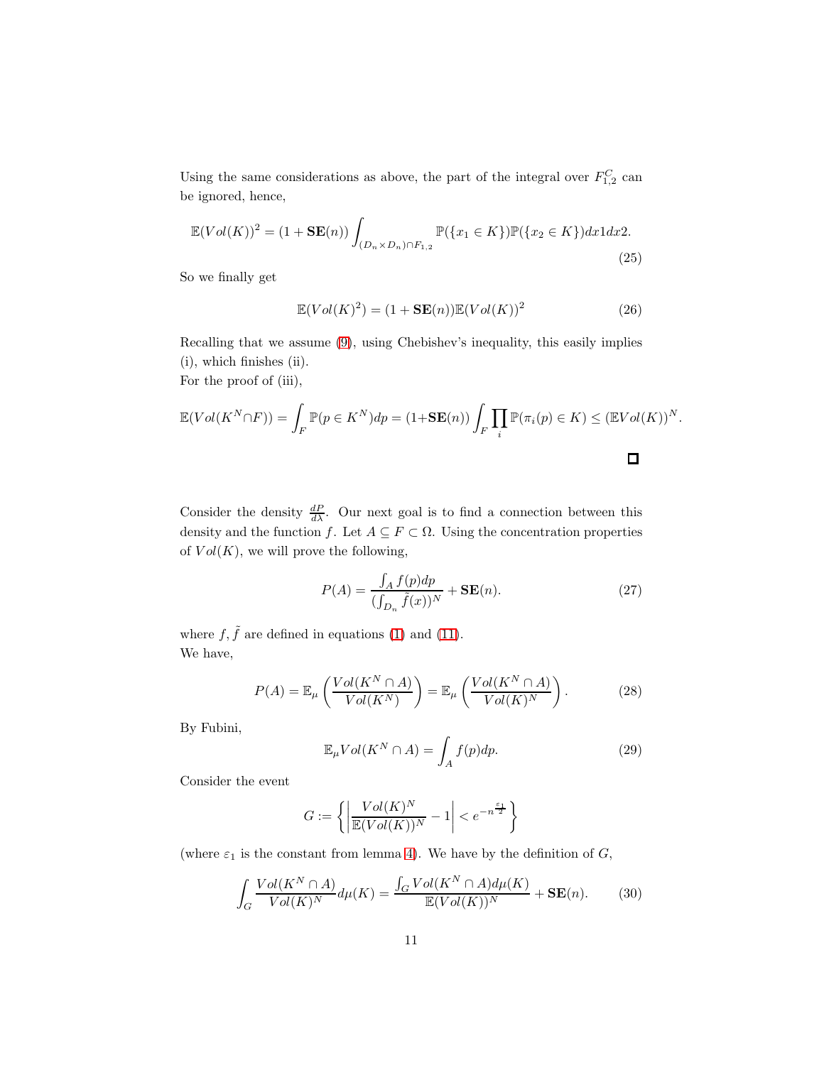Using the same considerations as above, the part of the integral over $F_{1,2}^C$ can be ignored, hence,

$$\mathbb{E}(Vol(K))^2 = (1 + \mathbf{SE}(n)) \int_{(D_n \times D_n) \cap F_{1,2}} \mathbb{P}(\{x_1 \in K\}) \mathbb{P}(\{x_2 \in K\}) dx1dx2. \tag{25}$$

So we finally get

$$\mathbb{E}(Vol(K)^2) = (1 + \mathbf{SE}(n)) \mathbb{E}(Vol(K))^2 \tag{26}$$

Recalling that we assume (9), using Chebishev's inequality, this easily implies (i), which finishes (ii).
For the proof of (iii),

$$\mathbb{E}(Vol(K^N \cap F)) = \int_F \mathbb{P}(p \in K^N) dp = (1+\mathbf{SE}(n)) \int_F \prod_i \mathbb{P}(\pi_i(p) \in K) \leq (\mathbb{E} Vol(K))^N.$$

□

Consider the density $\frac{dP}{d\lambda}$. Our next goal is to find a connection between this density and the function $f$. Let $A \subseteq F \subset \Omega$. Using the concentration properties of $Vol(K)$, we will prove the following,

$$P(A) = \frac{\int_A f(p) dp}{(\int_{D_n} \tilde{f}(x))^N} + \mathbf{SE}(n). \tag{27}$$

where $f, \tilde{f}$ are defined in equations (1) and (11).
We have,

$$P(A) = \mathbb{E}_\mu \left( \frac{Vol(K^N \cap A)}{Vol(K^N)} \right) = \mathbb{E}_\mu \left( \frac{Vol(K^N \cap A)}{Vol(K)^N} \right). \tag{28}$$

By Fubini,

$$\mathbb{E}_\mu Vol(K^N \cap A) = \int_A f(p) dp. \tag{29}$$

Consider the event

$$G := \left\{ \left| \frac{Vol(K)^N}{\mathbb{E}(Vol(K))^N} - 1 \right| < e^{-n^{\frac{\varepsilon_1}{2}}} \right\}$$

(where $\varepsilon_1$ is the constant from lemma 4). We have by the definition of $G$,

$$\int_G \frac{Vol(K^N \cap A)}{Vol(K)^N} d\mu(K) = \frac{\int_G Vol(K^N \cap A) d\mu(K)}{\mathbb{E}(Vol(K))^N} + \mathbf{SE}(n). \tag{30}$$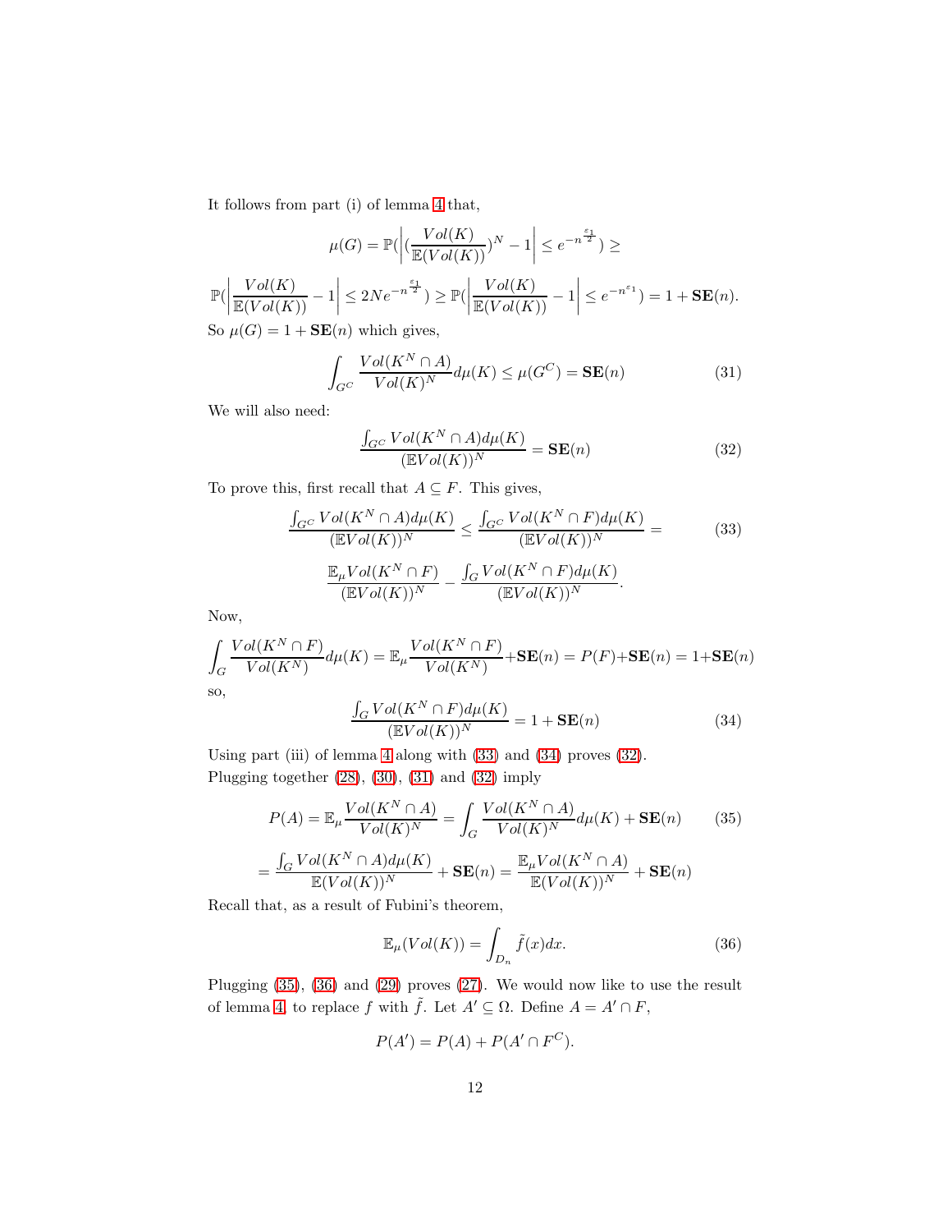It follows from part (i) of lemma 4 that,

$$\mu(G) = \mathbb{P}(\left|(\frac{Vol(K)}{\mathbb{E}(Vol(K))})^N - 1\right| \leq e^{-n^{\frac{\varepsilon_1}{2}}}) \geq$$

$$\mathbb{P}(\left|\frac{Vol(K)}{\mathbb{E}(Vol(K))} - 1\right| \leq 2Ne^{-n^{\frac{\varepsilon_1}{2}}}) \geq \mathbb{P}(\left|\frac{Vol(K)}{\mathbb{E}(Vol(K))} - 1\right| \leq e^{-n^{\varepsilon_1}}) = 1 + \mathbf{SE}(n).$$

So $\mu(G) = 1 + \mathbf{SE}(n)$ which gives,

$$\int_{G^C} \frac{Vol(K^N \cap A)}{Vol(K)^N} d\mu(K) \leq \mu(G^C) = \mathbf{SE}(n) \tag{31}$$

We will also need:

$$\frac{\int_{G^C} Vol(K^N \cap A) d\mu(K)}{(\mathbb{E}Vol(K))^N} = \mathbf{SE}(n) \tag{32}$$

To prove this, first recall that $A \subseteq F$. This gives,

$$\frac{\int_{G^C} Vol(K^N \cap A) d\mu(K)}{(\mathbb{E}Vol(K))^N} \leq \frac{\int_{G^C} Vol(K^N \cap F) d\mu(K)}{(\mathbb{E}Vol(K))^N} = \tag{33}$$

$$\frac{\mathbb{E}_\mu Vol(K^N \cap F)}{(\mathbb{E}Vol(K))^N} - \frac{\int_G Vol(K^N \cap F) d\mu(K)}{(\mathbb{E}Vol(K))^N}.$$

Now,

$$\int_G \frac{Vol(K^N \cap F)}{Vol(K^N)} d\mu(K) = \mathbb{E}_\mu \frac{Vol(K^N \cap F)}{Vol(K^N)} + \mathbf{SE}(n) = P(F) + \mathbf{SE}(n) = 1 + \mathbf{SE}(n)$$

so,

$$\frac{\int_G Vol(K^N \cap F) d\mu(K)}{(\mathbb{E}Vol(K))^N} = 1 + \mathbf{SE}(n) \tag{34}$$

Using part (iii) of lemma 4 along with (33) and (34) proves (32).
Plugging together (28), (30), (31) and (32) imply

$$P(A) = \mathbb{E}_\mu \frac{Vol(K^N \cap A)}{Vol(K)^N} = \int_G \frac{Vol(K^N \cap A)}{Vol(K)^N} d\mu(K) + \mathbf{SE}(n) \tag{35}$$

$$= \frac{\int_G Vol(K^N \cap A) d\mu(K)}{\mathbb{E}(Vol(K))^N} + \mathbf{SE}(n) = \frac{\mathbb{E}_\mu Vol(K^N \cap A)}{\mathbb{E}(Vol(K))^N} + \mathbf{SE}(n)$$

Recall that, as a result of Fubini's theorem,

$$\mathbb{E}_\mu(Vol(K)) = \int_{D_n} \tilde{f}(x) dx. \tag{36}$$

Plugging (35), (36) and (29) proves (27). We would now like to use the result of lemma 4, to replace $f$ with $\tilde{f}$. Let $A' \subseteq \Omega$. Define $A = A' \cap F$,

$$P(A') = P(A) + P(A' \cap F^C).$$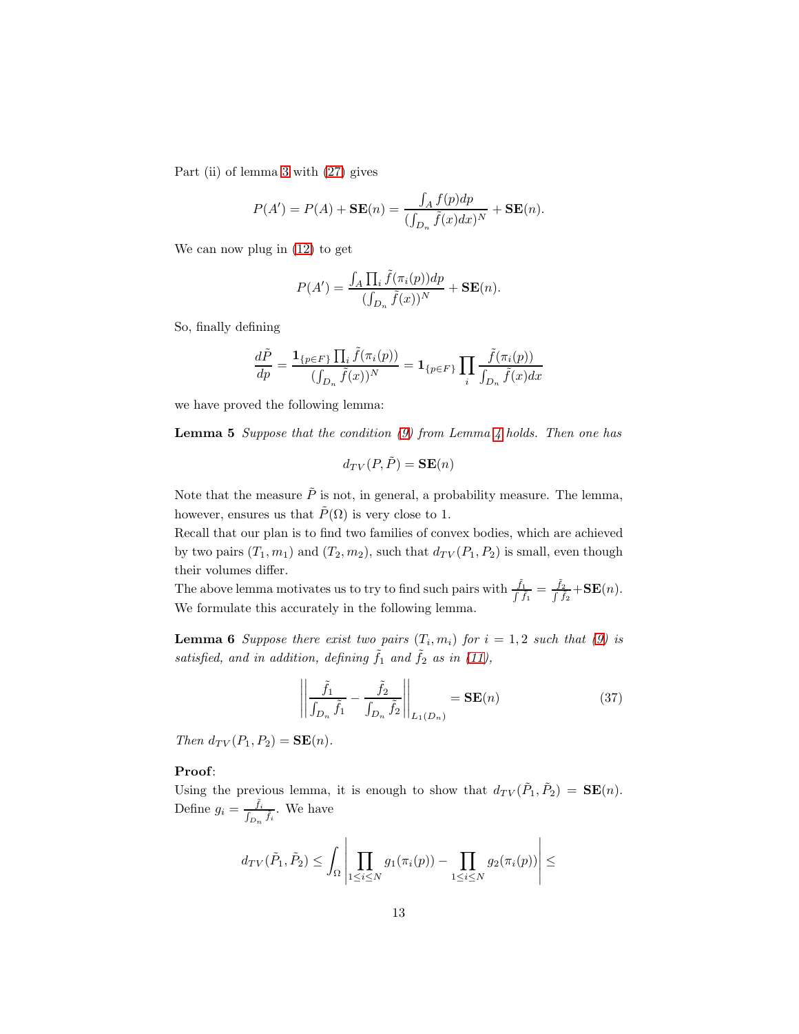Part (ii) of lemma 3 with (27) gives

$$P(A') = P(A) + \mathbf{SE}(n) = \frac{\int_A f(p)dp}{(\int_{D_n} \tilde{f}(x)dx)^N} + \mathbf{SE}(n).$$

We can now plug in (12) to get

$$P(A') = \frac{\int_A \prod_i \tilde{f}(\pi_i(p))dp}{(\int_{D_n} \tilde{f}(x))^N} + \mathbf{SE}(n).$$

So, finally defining

$$\frac{d\tilde{P}}{dp} = \frac{\mathbf{1}_{\{p \in F\}} \prod_i \tilde{f}(\pi_i(p))}{(\int_{D_n} \tilde{f}(x))^N} = \mathbf{1}_{\{p \in F\}} \prod_i \frac{\tilde{f}(\pi_i(p))}{\int_{D_n} \tilde{f}(x)dx}$$

we have proved the following lemma:

**Lemma 5** *Suppose that the condition (9) from Lemma 4 holds. Then one has*

$$d_{TV}(P, \tilde{P}) = \mathbf{SE}(n)$$

Note that the measure $\tilde{P}$ is not, in general, a probability measure. The lemma, however, ensures us that $\tilde{P}(\Omega)$ is very close to 1.

Recall that our plan is to find two families of convex bodies, which are achieved by two pairs $(T_1, m_1)$ and $(T_2, m_2)$, such that $d_{TV}(P_1, P_2)$ is small, even though their volumes differ.

The above lemma motivates us to try to find such pairs with $\frac{\tilde{f}_1}{\int \tilde{f}_1} = \frac{\tilde{f}_2}{\int \tilde{f}_2} + \mathbf{SE}(n)$. We formulate this accurately in the following lemma.

**Lemma 6** *Suppose there exist two pairs $(T_i, m_i)$ for $i = 1, 2$ such that (9) is satisfied, and in addition, defining $\tilde{f}_1$ and $\tilde{f}_2$ as in (11),*

$$\left|\left| \frac{\tilde{f}_1}{\int_{D_n} \tilde{f}_1} - \frac{\tilde{f}_2}{\int_{D_n} \tilde{f}_2} \right|\right|_{L_1(D_n)} = \mathbf{SE}(n) \tag{37}$$

*Then $d_{TV}(P_1, P_2) = \mathbf{SE}(n)$.*

**Proof**:

Using the previous lemma, it is enough to show that $d_{TV}(\tilde{P}_1, \tilde{P}_2) = \mathbf{SE}(n)$. Define $g_i = \frac{\tilde{f}_i}{\int_{D_n} \tilde{f}_i}$. We have

$$d_{TV}(\tilde{P}_1, \tilde{P}_2) \leq \int_\Omega \left| \prod_{1 \leq i \leq N} g_1(\pi_i(p)) - \prod_{1 \leq i \leq N} g_2(\pi_i(p)) \right| \leq$$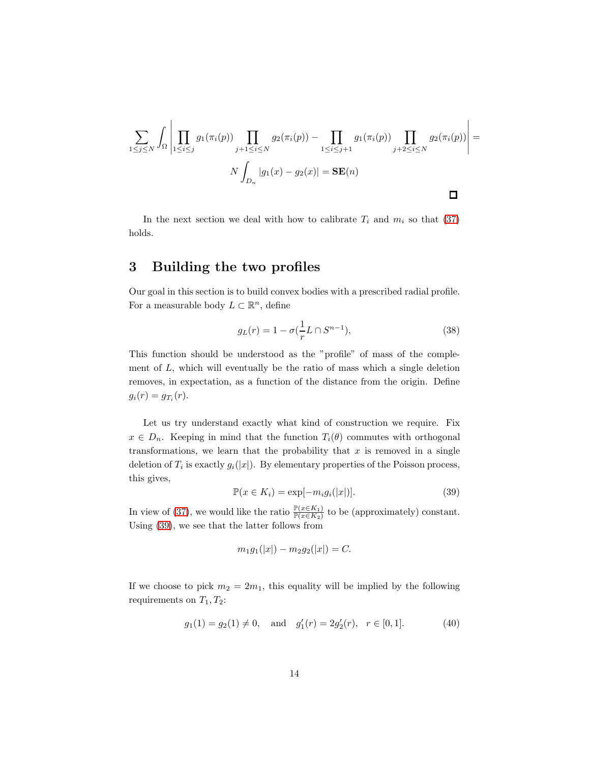$$\sum_{1\le j\le N}\int_\Omega\left|\prod_{1\le i\le j} g_1(\pi_i(p))\prod_{j+1\le i\le N} g_2(\pi_i(p)) - \prod_{1\le i\le j+1} g_1(\pi_i(p))\prod_{j+2\le i\le N} g_2(\pi_i(p))\right| =$$

$$N\int_{D_n}|g_1(x)-g_2(x)| = \mathbf{SE}(n)$$

□

In the next section we deal with how to calibrate $T_i$ and $m_i$ so that (37) holds.

# 3 Building the two profiles

Our goal in this section is to build convex bodies with a prescribed radial profile. For a measurable body $L \subset \mathbb{R}^n$, define

$$g_L(r) = 1 - \sigma(\frac{1}{r}L \cap S^{n-1}), \tag{38}$$

This function should be understood as the "profile" of mass of the complement of $L$, which will eventually be the ratio of mass which a single deletion removes, in expectation, as a function of the distance from the origin. Define $g_i(r) = g_{T_i}(r)$.

Let us try understand exactly what kind of construction we require. Fix $x \in D_n$. Keeping in mind that the function $T_i(\theta)$ commutes with orthogonal transformations, we learn that the probability that $x$ is removed in a single deletion of $T_i$ is exactly $g_i(|x|)$. By elementary properties of the Poisson process, this gives,

$$\mathbb{P}(x \in K_i) = \exp[-m_i g_i(|x|)]. \tag{39}$$

In view of (37), we would like the ratio $\frac{\mathbb{P}(x\in K_1)}{\mathbb{P}(x\in K_2)}$ to be (approximately) constant. Using (39), we see that the latter follows from

$$m_1 g_1(|x|) - m_2 g_2(|x|) = C.$$

If we choose to pick $m_2 = 2m_1$, this equality will be implied by the following requirements on $T_1, T_2$:

$$g_1(1) = g_2(1) \neq 0, \quad \text{and} \quad g_1'(r) = 2g_2'(r), \quad r \in [0,1]. \tag{40}$$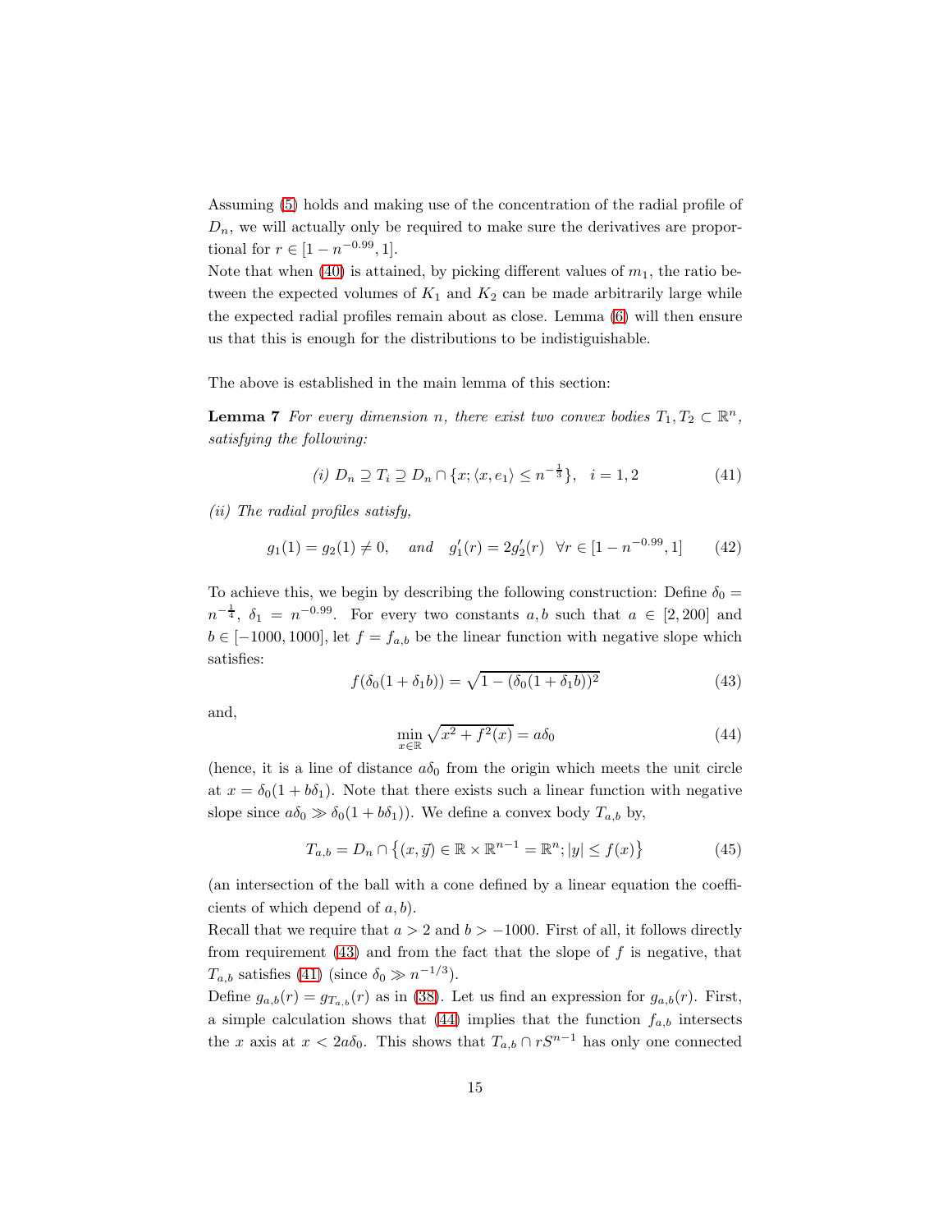Assuming (5) holds and making use of the concentration of the radial profile of $D_n$, we will actually only be required to make sure the derivatives are proportional for $r \in [1 - n^{-0.99}, 1]$.

Note that when (40) is attained, by picking different values of $m_1$, the ratio between the expected volumes of $K_1$ and $K_2$ can be made arbitrarily large while the expected radial profiles remain about as close. Lemma (6) will then ensure us that this is enough for the distributions to be indistiguishable.

The above is established in the main lemma of this section:

**Lemma 7** *For every dimension $n$, there exist two convex bodies $T_1, T_2 \subset \mathbb{R}^n$, satisfying the following:*

$$\text{(i) } D_n \supseteq T_i \supseteq D_n \cap \{x; \langle x, e_1 \rangle \leq n^{-\frac{1}{3}}\}, \quad i = 1, 2 \tag{41}$$

*(ii) The radial profiles satisfy,*

$$g_1(1) = g_2(1) \neq 0, \quad \text{and} \quad g_1'(r) = 2g_2'(r) \quad \forall r \in [1 - n^{-0.99}, 1] \tag{42}$$

To achieve this, we begin by describing the following construction: Define $\delta_0 = n^{-\frac{1}{4}}$, $\delta_1 = n^{-0.99}$. For every two constants $a, b$ such that $a \in [2, 200]$ and $b \in [-1000, 1000]$, let $f = f_{a,b}$ be the linear function with negative slope which satisfies:

$$f(\delta_0(1 + \delta_1 b)) = \sqrt{1 - (\delta_0(1 + \delta_1 b))^2} \tag{43}$$

and,

$$\min_{x \in \mathbb{R}} \sqrt{x^2 + f^2(x)} = a\delta_0 \tag{44}$$

(hence, it is a line of distance $a\delta_0$ from the origin which meets the unit circle at $x = \delta_0(1 + b\delta_1)$. Note that there exists such a linear function with negative slope since $a\delta_0 \gg \delta_0(1 + b\delta_1)$). We define a convex body $T_{a,b}$ by,

$$T_{a,b} = D_n \cap \left\{(x, \vec{y}) \in \mathbb{R} \times \mathbb{R}^{n-1} = \mathbb{R}^n; |y| \leq f(x)\right\} \tag{45}$$

(an intersection of the ball with a cone defined by a linear equation the coefficients of which depend of $a, b$).

Recall that we require that $a > 2$ and $b > -1000$. First of all, it follows directly from requirement (43) and from the fact that the slope of $f$ is negative, that $T_{a,b}$ satisfies (41) (since $\delta_0 \gg n^{-1/3}$).

Define $g_{a,b}(r) = g_{T_{a,b}}(r)$ as in (38). Let us find an expression for $g_{a,b}(r)$. First, a simple calculation shows that (44) implies that the function $f_{a,b}$ intersects the $x$ axis at $x < 2a\delta_0$. This shows that $T_{a,b} \cap rS^{n-1}$ has only one connected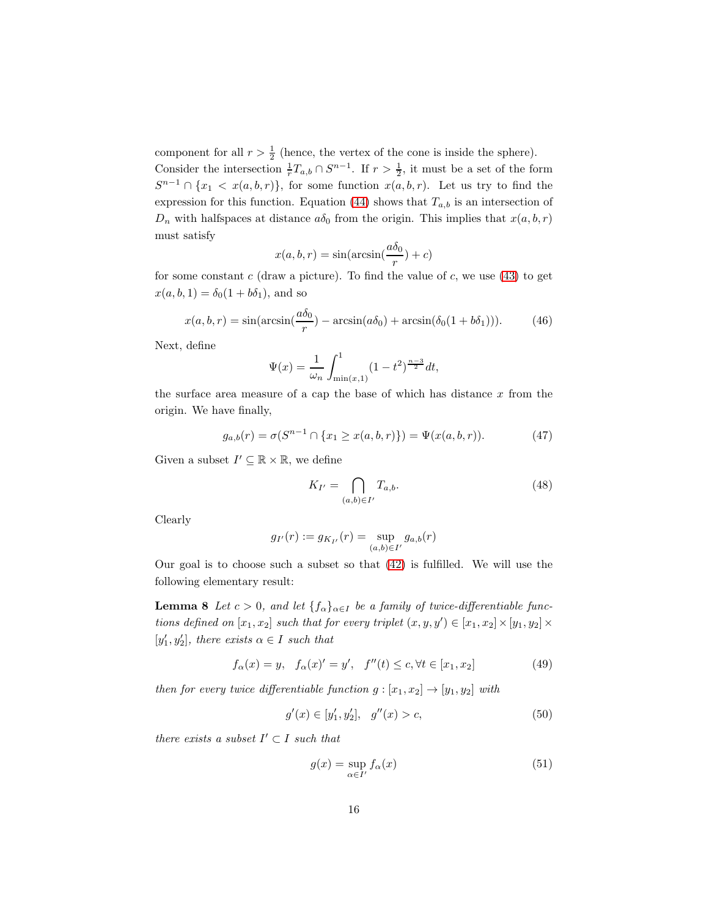component for all $r > \frac{1}{2}$ (hence, the vertex of the cone is inside the sphere). Consider the intersection $\frac{1}{r}T_{a,b} \cap S^{n-1}$. If $r > \frac{1}{2}$, it must be a set of the form $S^{n-1} \cap \{x_1 < x(a,b,r)\}$, for some function $x(a,b,r)$. Let us try to find the expression for this function. Equation (44) shows that $T_{a,b}$ is an intersection of $D_n$ with halfspaces at distance $a\delta_0$ from the origin. This implies that $x(a,b,r)$ must satisfy

$$x(a,b,r) = \sin(\arcsin(\frac{a\delta_0}{r}) + c)$$

for some constant $c$ (draw a picture). To find the value of $c$, we use (43) to get $x(a,b,1) = \delta_0(1 + b\delta_1)$, and so

$$x(a,b,r) = \sin(\arcsin(\frac{a\delta_0}{r}) - \arcsin(a\delta_0) + \arcsin(\delta_0(1 + b\delta_1))). \tag{46}$$

Next, define

$$\Psi(x) = \frac{1}{\omega_n} \int_{\min(x,1)}^{1} (1 - t^2)^{\frac{n-3}{2}} dt,$$

the surface area measure of a cap the base of which has distance $x$ from the origin. We have finally,

$$g_{a,b}(r) = \sigma(S^{n-1} \cap \{x_1 \geq x(a,b,r)\}) = \Psi(x(a,b,r)). \tag{47}$$

Given a subset $I' \subseteq \mathbb{R} \times \mathbb{R}$, we define

$$K_{I'} = \bigcap_{(a,b) \in I'} T_{a,b}. \tag{48}$$

Clearly

$$g_{I'}(r) := g_{K_{I'}}(r) = \sup_{(a,b) \in I'} g_{a,b}(r)$$

Our goal is to choose such a subset so that (42) is fulfilled. We will use the following elementary result:

**Lemma 8** *Let $c > 0$, and let $\{f_\alpha\}_{\alpha \in I}$ be a family of twice-differentiable functions defined on $[x_1, x_2]$ such that for every triplet $(x, y, y') \in [x_1, x_2] \times [y_1, y_2] \times [y_1', y_2']$, there exists $\alpha \in I$ such that*

$$f_\alpha(x) = y, \quad f_\alpha(x)' = y', \quad f''(t) \leq c, \forall t \in [x_1, x_2] \tag{49}$$

*then for every twice differentiable function $g : [x_1, x_2] \to [y_1, y_2]$ with*

$$g'(x) \in [y_1', y_2'], \quad g''(x) > c, \tag{50}$$

*there exists a subset $I' \subset I$ such that*

$$g(x) = \sup_{\alpha \in I'} f_\alpha(x) \tag{51}$$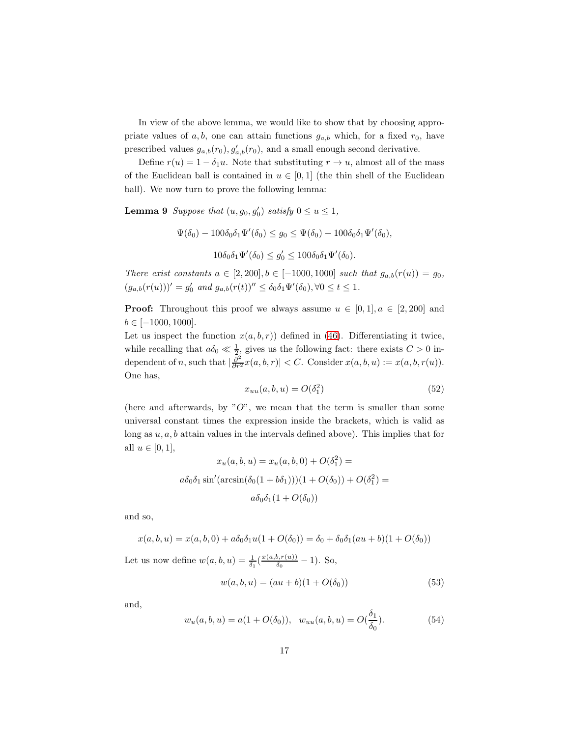In view of the above lemma, we would like to show that by choosing appropriate values of $a, b$, one can attain functions $g_{a,b}$ which, for a fixed $r_0$, have prescribed values $g_{a,b}(r_0), g'_{a,b}(r_0)$, and a small enough second derivative.

Define $r(u) = 1 - \delta_1 u$. Note that substituting $r \to u$, almost all of the mass of the Euclidean ball is contained in $u \in [0,1]$ (the thin shell of the Euclidean ball). We now turn to prove the following lemma:

**Lemma 9** *Suppose that $(u, g_0, g'_0)$ satisfy $0 \le u \le 1$,*

$$\Psi(\delta_0) - 100\delta_0\delta_1\Psi'(\delta_0) \le g_0 \le \Psi(\delta_0) + 100\delta_0\delta_1\Psi'(\delta_0),$$

$$10\delta_0\delta_1\Psi'(\delta_0) \le g'_0 \le 100\delta_0\delta_1\Psi'(\delta_0).$$

*There exist constants $a \in [2, 200], b \in [-1000, 1000]$ such that $g_{a,b}(r(u)) = g_0$, $(g_{a,b}(r(u)))' = g'_0$ and $g_{a,b}(r(t))'' \le \delta_0\delta_1\Psi'(\delta_0), \forall 0 \le t \le 1$.*

**Proof:** Throughout this proof we always assume $u \in [0,1], a \in [2, 200]$ and $b \in [-1000, 1000]$.

Let us inspect the function $x(a, b, r))$ defined in (46). Differentiating it twice, while recalling that $a\delta_0 \ll \frac{1}{2}$, gives us the following fact: there exists $C > 0$ independent of $n$, such that $|\frac{\partial^2}{\partial r^2} x(a, b, r)| < C$. Consider $x(a, b, u) := x(a, b, r(u))$. One has,

$$x_{uu}(a, b, u) = O(\delta_1^2) \tag{52}$$

(here and afterwards, by "$O$", we mean that the term is smaller than some universal constant times the expression inside the brackets, which is valid as long as $u, a, b$ attain values in the intervals defined above). This implies that for all $u \in [0,1]$,

$$x_u(a, b, u) = x_u(a, b, 0) + O(\delta_1^2) =$$

$$a\delta_0\delta_1 \sin'(\arcsin(\delta_0(1 + b\delta_1)))(1 + O(\delta_0)) + O(\delta_1^2) =$$

$$a\delta_0\delta_1(1 + O(\delta_0))$$

and so,

$$x(a, b, u) = x(a, b, 0) + a\delta_0\delta_1 u(1 + O(\delta_0)) = \delta_0 + \delta_0\delta_1(au + b)(1 + O(\delta_0))$$

Let us now define $w(a, b, u) = \frac{1}{\delta_1}(\frac{x(a,b,r(u))}{\delta_0} - 1)$. So,

$$w(a, b, u) = (au + b)(1 + O(\delta_0)) \tag{53}$$

and,

$$w_u(a, b, u) = a(1 + O(\delta_0)), \quad w_{uu}(a, b, u) = O(\frac{\delta_1}{\delta_0}). \tag{54}$$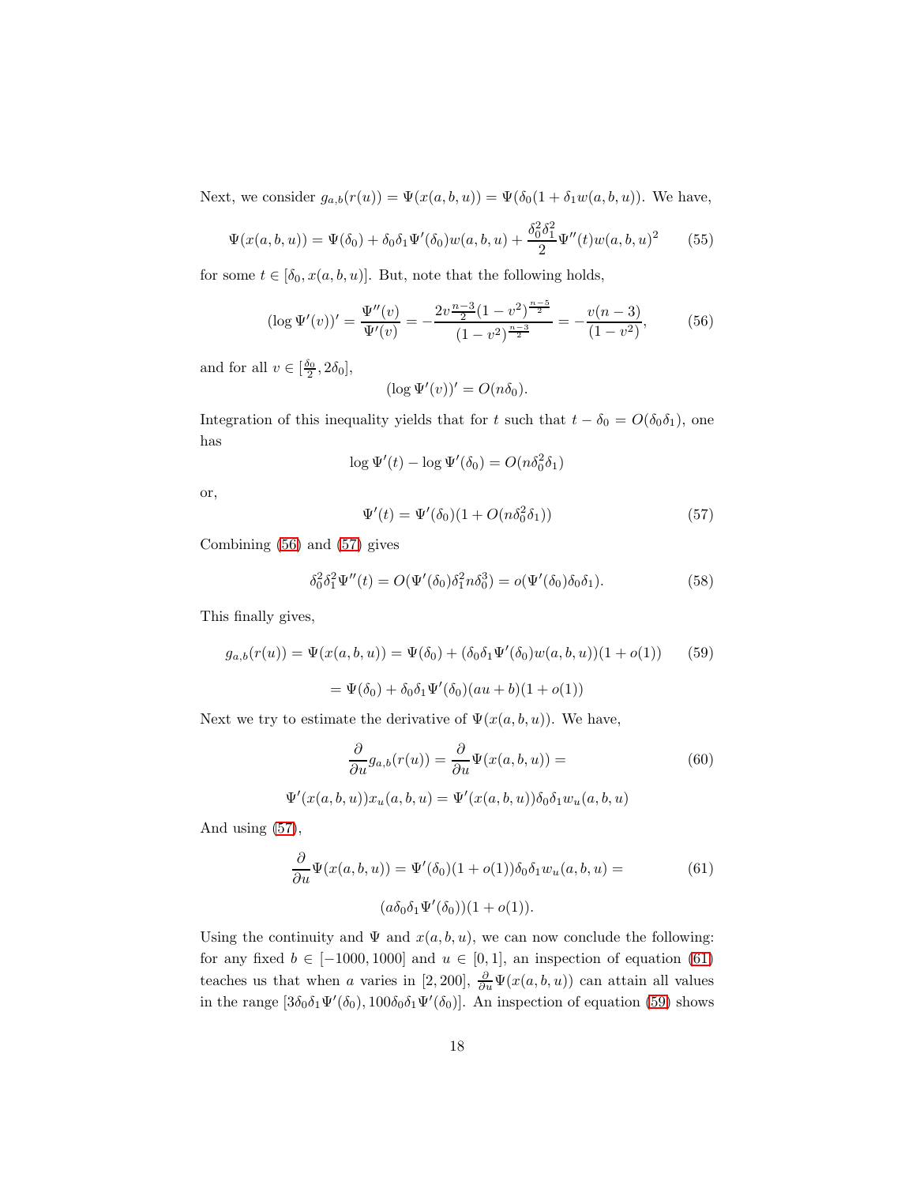Next, we consider $g_{a,b}(r(u)) = \Psi(x(a,b,u)) = \Psi(\delta_0(1+\delta_1 w(a,b,u))$. We have,

$$\Psi(x(a,b,u)) = \Psi(\delta_0) + \delta_0\delta_1\Psi'(\delta_0)w(a,b,u) + \frac{\delta_0^2\delta_1^2}{2}\Psi''(t)w(a,b,u)^2 \tag{55}$$

for some $t \in [\delta_0, x(a,b,u)]$. But, note that the following holds,

$$(\log \Psi'(v))' = \frac{\Psi''(v)}{\Psi'(v)} = -\frac{2v\frac{n-3}{2}(1-v^2)^{\frac{n-5}{2}}}{(1-v^2)^{\frac{n-3}{2}}} = -\frac{v(n-3)}{(1-v^2)}, \tag{56}$$

and for all $v \in [\frac{\delta_0}{2}, 2\delta_0]$,

$$(\log \Psi'(v))' = O(n\delta_0).$$

Integration of this inequality yields that for $t$ such that $t - \delta_0 = O(\delta_0\delta_1)$, one has

$$\log \Psi'(t) - \log \Psi'(\delta_0) = O(n\delta_0^2\delta_1)$$

or,

$$\Psi'(t) = \Psi'(\delta_0)(1 + O(n\delta_0^2\delta_1)) \tag{57}$$

Combining (56) and (57) gives

$$\delta_0^2\delta_1^2\Psi''(t) = O(\Psi'(\delta_0)\delta_1^2 n\delta_0^3) = o(\Psi'(\delta_0)\delta_0\delta_1). \tag{58}$$

This finally gives,

$$g_{a,b}(r(u)) = \Psi(x(a,b,u)) = \Psi(\delta_0) + (\delta_0\delta_1\Psi'(\delta_0)w(a,b,u))(1+o(1)) \tag{59}$$

$$= \Psi(\delta_0) + \delta_0\delta_1\Psi'(\delta_0)(au+b)(1+o(1))$$

Next we try to estimate the derivative of $\Psi(x(a,b,u))$. We have,

$$\frac{\partial}{\partial u}g_{a,b}(r(u)) = \frac{\partial}{\partial u}\Psi(x(a,b,u)) = \tag{60}$$

$$\Psi'(x(a,b,u))x_u(a,b,u) = \Psi'(x(a,b,u))\delta_0\delta_1 w_u(a,b,u)$$

And using (57),

$$\frac{\partial}{\partial u}\Psi(x(a,b,u)) = \Psi'(\delta_0)(1+o(1))\delta_0\delta_1 w_u(a,b,u) = \tag{61}$$

$$(a\delta_0\delta_1\Psi'(\delta_0))(1+o(1)).$$

Using the continuity and $\Psi$ and $x(a,b,u)$, we can now conclude the following: for any fixed $b \in [-1000, 1000]$ and $u \in [0,1]$, an inspection of equation (61) teaches us that when $a$ varies in $[2, 200]$, $\frac{\partial}{\partial u}\Psi(x(a,b,u))$ can attain all values in the range $[3\delta_0\delta_1\Psi'(\delta_0), 100\delta_0\delta_1\Psi'(\delta_0)]$. An inspection of equation (59) shows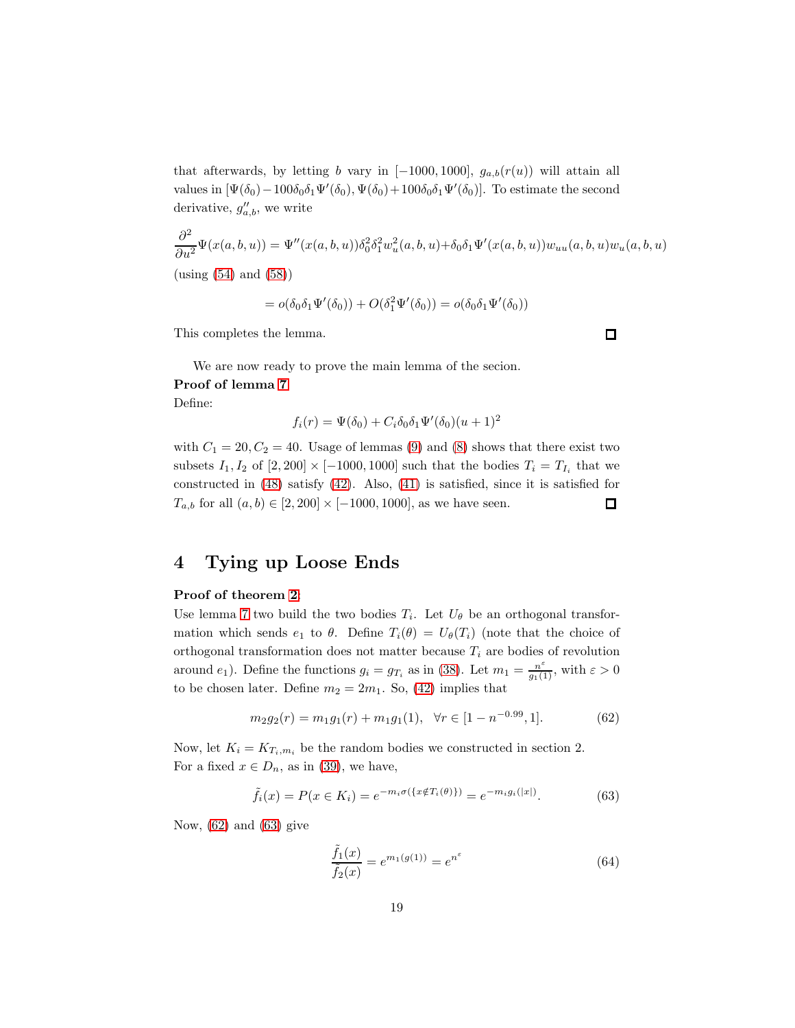that afterwards, by letting $b$ vary in $[-1000, 1000]$, $g_{a,b}(r(u))$ will attain all values in $[\Psi(\delta_0) - 100\delta_0\delta_1\Psi'(\delta_0), \Psi(\delta_0) + 100\delta_0\delta_1\Psi'(\delta_0)]$. To estimate the second derivative, $g''_{a,b}$, we write

$$\frac{\partial^2}{\partial u^2}\Psi(x(a,b,u)) = \Psi''(x(a,b,u))\delta_0^2\delta_1^2 w_u^2(a,b,u) + \delta_0\delta_1\Psi'(x(a,b,u))w_{uu}(a,b,u)w_u(a,b,u)$$

(using (54) and (58))

$$= o(\delta_0\delta_1\Psi'(\delta_0)) + O(\delta_1^2\Psi'(\delta_0)) = o(\delta_0\delta_1\Psi'(\delta_0))$$

This completes the lemma. □

We are now ready to prove the main lemma of the secion.

**Proof of lemma 7**

Define:

$$f_i(r) = \Psi(\delta_0) + C_i\delta_0\delta_1\Psi'(\delta_0)(u+1)^2$$

with $C_1 = 20, C_2 = 40$. Usage of lemmas (9) and (8) shows that there exist two subsets $I_1, I_2$ of $[2, 200] \times [-1000, 1000]$ such that the bodies $T_i = T_{I_i}$ that we constructed in (48) satisfy (42). Also, (41) is satisfied, since it is satisfied for $T_{a,b}$ for all $(a,b) \in [2, 200] \times [-1000, 1000]$, as we have seen. □

# 4 Tying up Loose Ends

**Proof of theorem 2:**

Use lemma 7 two build the two bodies $T_i$. Let $U_\theta$ be an orthogonal transformation which sends $e_1$ to $\theta$. Define $T_i(\theta) = U_\theta(T_i)$ (note that the choice of orthogonal transformation does not matter because $T_i$ are bodies of revolution around $e_1$). Define the functions $g_i = g_{T_i}$ as in (38). Let $m_1 = \frac{n^\varepsilon}{g_1(1)}$, with $\varepsilon > 0$ to be chosen later. Define $m_2 = 2m_1$. So, (42) implies that

$$m_2 g_2(r) = m_1 g_1(r) + m_1 g_1(1), \quad \forall r \in [1 - n^{-0.99}, 1]. \tag{62}$$

Now, let $K_i = K_{T_i, m_i}$ be the random bodies we constructed in section 2.
For a fixed $x \in D_n$, as in (39), we have,

$$\tilde{f}_i(x) = P(x \in K_i) = e^{-m_i\sigma(\{x \notin T_i(\theta)\})} = e^{-m_i g_i(|x|)}. \tag{63}$$

Now, (62) and (63) give

$$\frac{\tilde{f}_1(x)}{\tilde{f}_2(x)} = e^{m_1(g(1))} = e^{n^\varepsilon} \tag{64}$$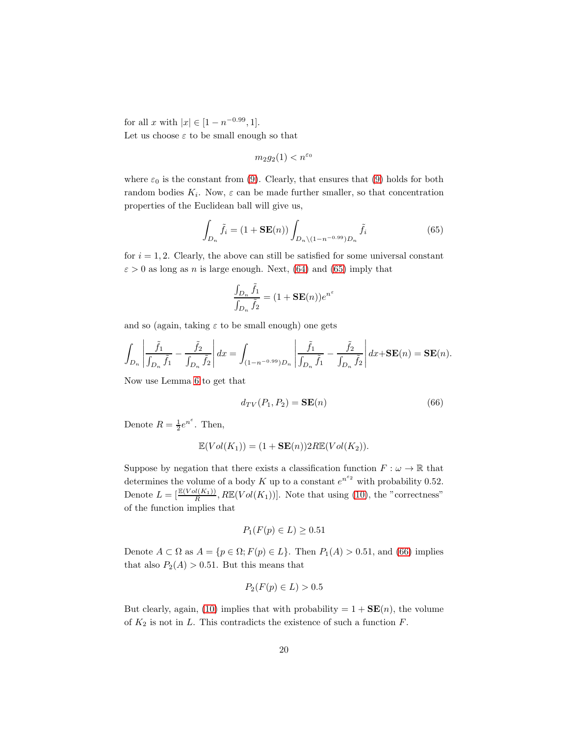for all $x$ with $|x| \in [1 - n^{-0.99}, 1]$.
Let us choose $\varepsilon$ to be small enough so that

$$m_2 g_2(1) < n^{\varepsilon_0}$$

where $\varepsilon_0$ is the constant from (9). Clearly, that ensures that (9) holds for both random bodies $K_i$. Now, $\varepsilon$ can be made further smaller, so that concentration properties of the Euclidean ball will give us,

$$\int_{D_n} \tilde{f}_i = (1 + \mathbf{SE}(n)) \int_{D_n \setminus (1-n^{-0.99})D_n} \tilde{f}_i \tag{65}$$

for $i = 1, 2$. Clearly, the above can still be satisfied for some universal constant $\varepsilon > 0$ as long as $n$ is large enough. Next, (64) and (65) imply that

$$\frac{\int_{D_n} \tilde{f}_1}{\int_{D_n} \tilde{f}_2} = (1 + \mathbf{SE}(n)) e^{n^\varepsilon}$$

and so (again, taking $\varepsilon$ to be small enough) one gets

$$\int_{D_n} \left| \frac{\tilde{f}_1}{\int_{D_n} \tilde{f}_1} - \frac{\tilde{f}_2}{\int_{D_n} \tilde{f}_2} \right| dx = \int_{(1-n^{-0.99})D_n} \left| \frac{\tilde{f}_1}{\int_{D_n} \tilde{f}_1} - \frac{\tilde{f}_2}{\int_{D_n} \tilde{f}_2} \right| dx + \mathbf{SE}(n) = \mathbf{SE}(n).$$

Now use Lemma 6 to get that

$$d_{TV}(P_1, P_2) = \mathbf{SE}(n) \tag{66}$$

Denote $R = \frac{1}{2} e^{n^\varepsilon}$. Then,

$$\mathbb{E}(Vol(K_1)) = (1 + \mathbf{SE}(n)) 2R\mathbb{E}(Vol(K_2)).$$

Suppose by negation that there exists a classification function $F : \omega \to \mathbb{R}$ that determines the volume of a body $K$ up to a constant $e^{n^{\varepsilon_2}}$ with probability 0.52. Denote $L = [\frac{\mathbb{E}(Vol(K_1))}{R}, R\mathbb{E}(Vol(K_1))]$. Note that using (10), the "correctness" of the function implies that

$$P_1(F(p) \in L) \geq 0.51$$

Denote $A \subset \Omega$ as $A = \{p \in \Omega; F(p) \in L\}$. Then $P_1(A) > 0.51$, and (66) implies that also $P_2(A) > 0.51$. But this means that

$$P_2(F(p) \in L) > 0.5$$

But clearly, again, (10) implies that with probability $= 1 + \mathbf{SE}(n)$, the volume of $K_2$ is not in $L$. This contradicts the existence of such a function $F$.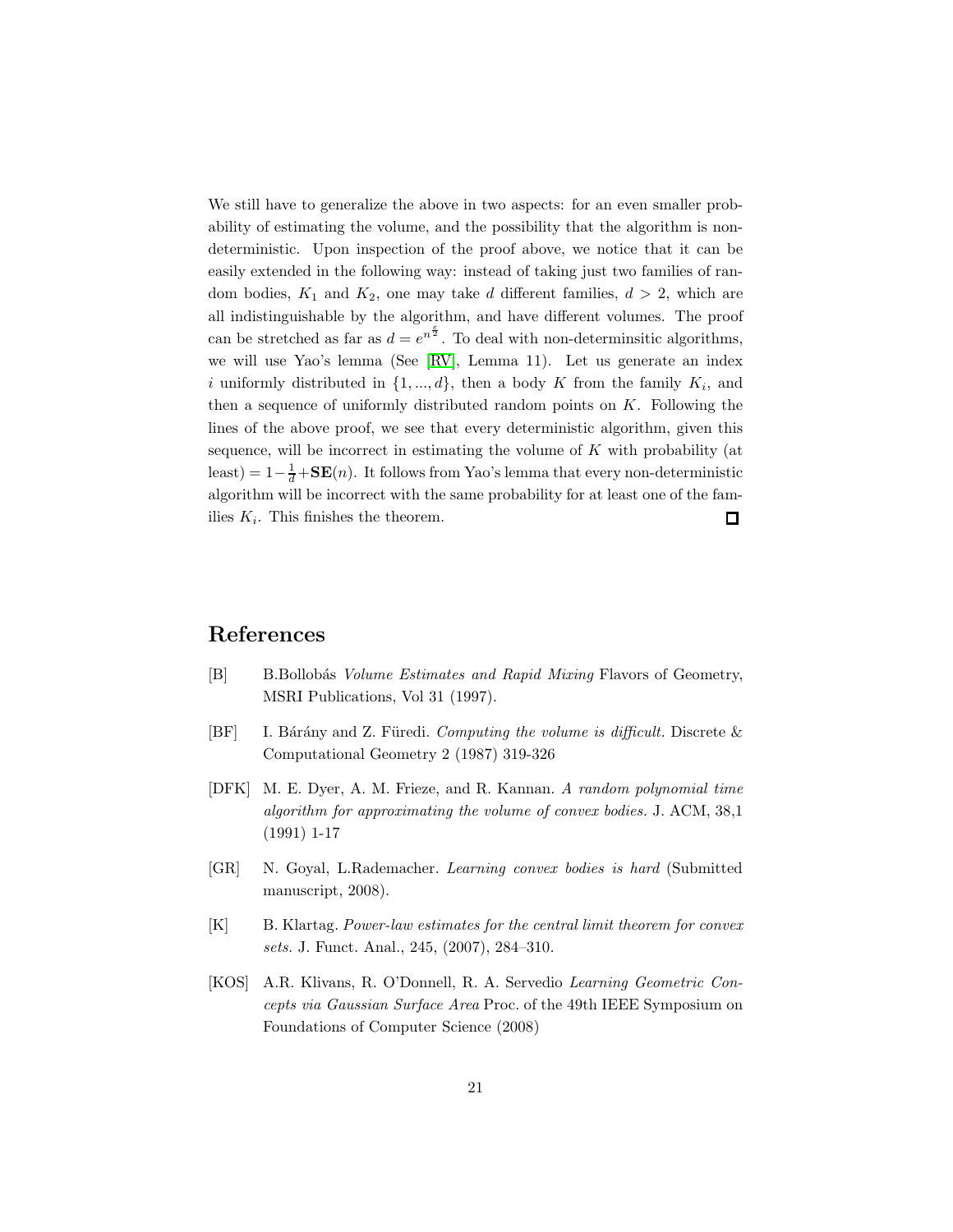We still have to generalize the above in two aspects: for an even smaller probability of estimating the volume, and the possibility that the algorithm is non-deterministic. Upon inspection of the proof above, we notice that it can be easily extended in the following way: instead of taking just two families of random bodies, $K_1$ and $K_2$, one may take $d$ different families, $d > 2$, which are all indistinguishable by the algorithm, and have different volumes. The proof can be stretched as far as $d = e^{n^{\frac{\epsilon}{2}}}$. To deal with non-determinsitic algorithms, we will use Yao's lemma (See [RV], Lemma 11). Let us generate an index $i$ uniformly distributed in $\{1, ..., d\}$, then a body $K$ from the family $K_i$, and then a sequence of uniformly distributed random points on $K$. Following the lines of the above proof, we see that every deterministic algorithm, given this sequence, will be incorrect in estimating the volume of $K$ with probability (at least) $= 1 - \frac{1}{d} + \mathbf{SE}(n)$. It follows from Yao's lemma that every non-deterministic algorithm will be incorrect with the same probability for at least one of the families $K_i$. This finishes the theorem. □

# References

[B] B.Bollobás *Volume Estimates and Rapid Mixing* Flavors of Geometry, MSRI Publications, Vol 31 (1997).

[BF] I. Bárány and Z. Füredi. *Computing the volume is difficult.* Discrete & Computational Geometry 2 (1987) 319-326

[DFK] M. E. Dyer, A. M. Frieze, and R. Kannan. *A random polynomial time algorithm for approximating the volume of convex bodies.* J. ACM, 38,1 (1991) 1-17

[GR] N. Goyal, L.Rademacher. *Learning convex bodies is hard* (Submitted manuscript, 2008).

[K] B. Klartag. *Power-law estimates for the central limit theorem for convex sets.* J. Funct. Anal., 245, (2007), 284–310.

[KOS] A.R. Klivans, R. O'Donnell, R. A. Servedio *Learning Geometric Concepts via Gaussian Surface Area* Proc. of the 49th IEEE Symposium on Foundations of Computer Science (2008)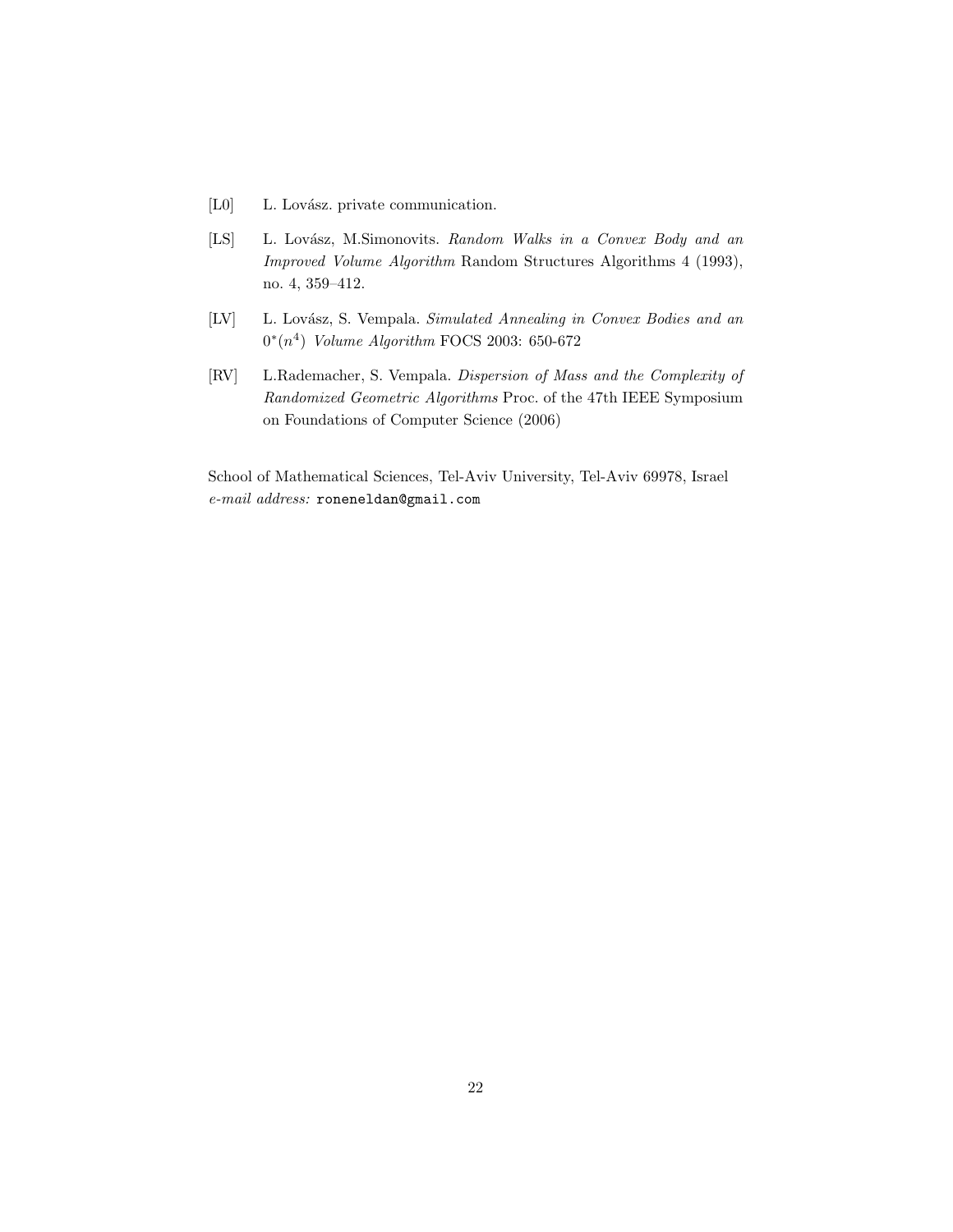[L0] L. Lovász. private communication.

[LS] L. Lovász, M.Simonovits. *Random Walks in a Convex Body and an Improved Volume Algorithm* Random Structures Algorithms 4 (1993), no. 4, 359–412.

[LV] L. Lovász, S. Vempala. *Simulated Annealing in Convex Bodies and an* $0^*(n^4)$ *Volume Algorithm* FOCS 2003: 650-672

[RV] L.Rademacher, S. Vempala. *Dispersion of Mass and the Complexity of Randomized Geometric Algorithms* Proc. of the 47th IEEE Symposium on Foundations of Computer Science (2006)

School of Mathematical Sciences, Tel-Aviv University, Tel-Aviv 69978, Israel
*e-mail address:* roneneldan@gmail.com